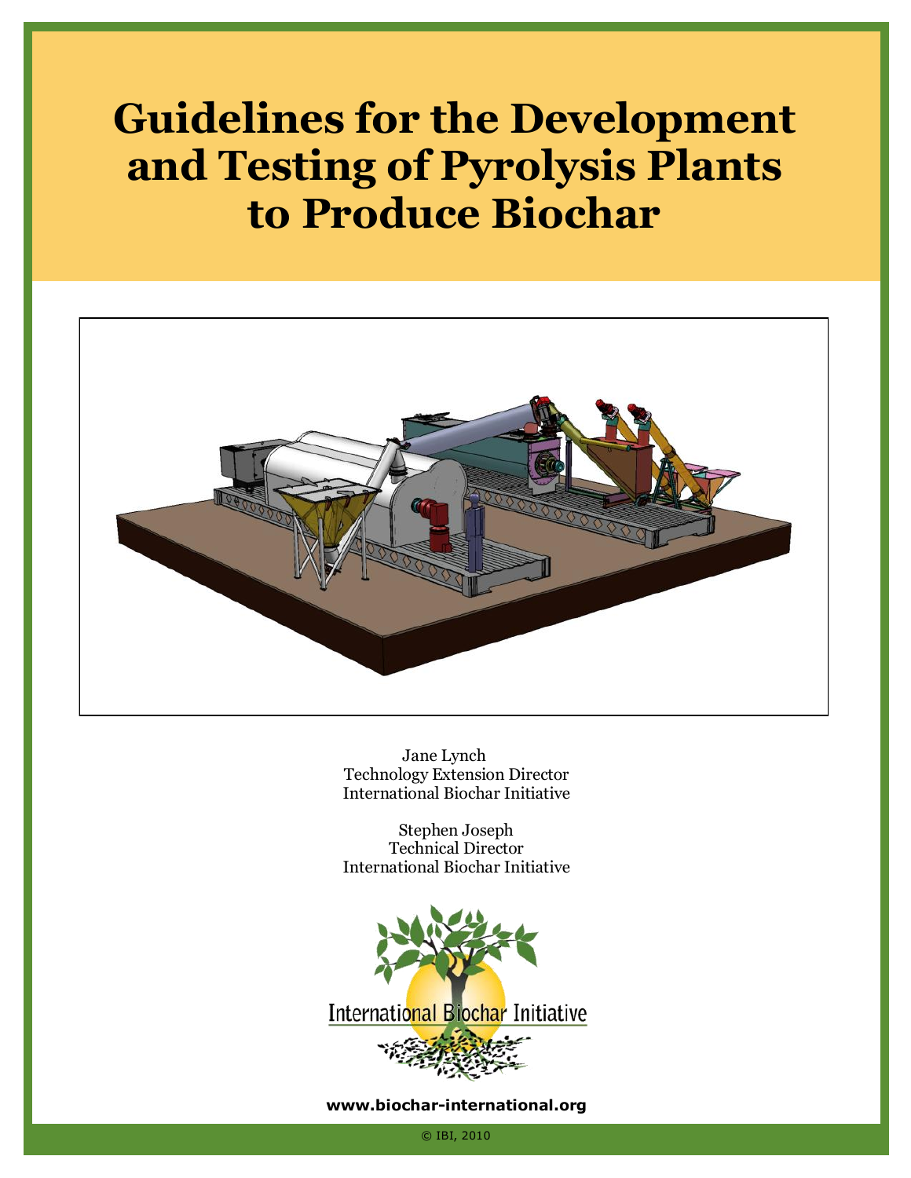# Guidelines for the Development and Testing of Pyrolysis Plants to Produce Biochar

Jane Lynch
Technology Extension Director
International Biochar Initiative

Stephen Joseph
Technical Director
International Biochar Initiative

International Biochar Initiative

**www.biochar-international.org**

© IBI, 2010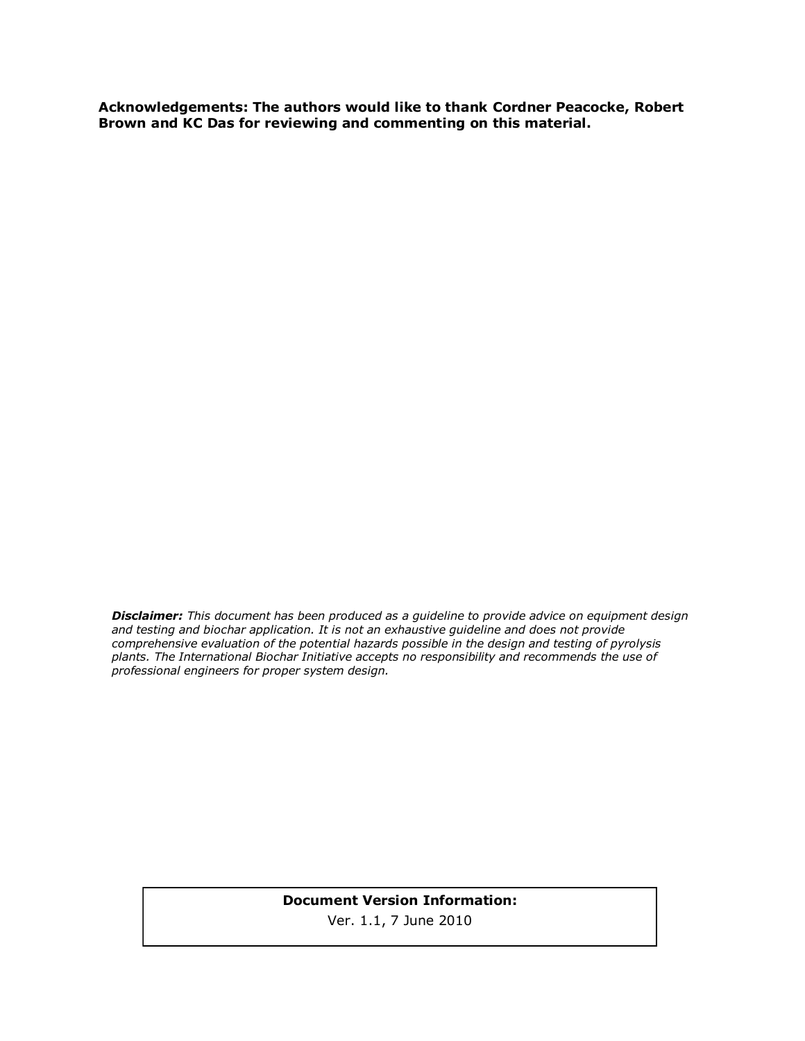**Acknowledgements: The authors would like to thank Cordner Peacocke, Robert Brown and KC Das for reviewing and commenting on this material.**

***Disclaimer:*** *This document has been produced as a guideline to provide advice on equipment design and testing and biochar application. It is not an exhaustive guideline and does not provide comprehensive evaluation of the potential hazards possible in the design and testing of pyrolysis plants. The International Biochar Initiative accepts no responsibility and recommends the use of professional engineers for proper system design.*

**Document Version Information:**

Ver. 1.1, 7 June 2010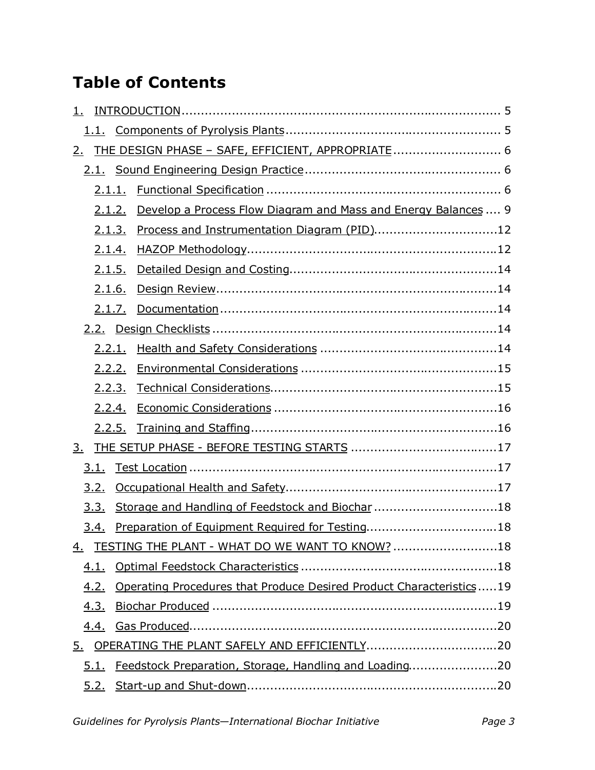# Table of Contents

1. INTRODUCTION .... 5
   - 1.1. Components of Pyrolysis Plants .... 5
2. THE DESIGN PHASE – SAFE, EFFICIENT, APPROPRIATE .... 6
   - 2.1. Sound Engineering Design Practice .... 6
     - 2.1.1. Functional Specification .... 6
     - 2.1.2. Develop a Process Flow Diagram and Mass and Energy Balances .... 9
     - 2.1.3. Process and Instrumentation Diagram (PID) .... 12
     - 2.1.4. HAZOP Methodology .... 12
     - 2.1.5. Detailed Design and Costing .... 14
     - 2.1.6. Design Review .... 14
     - 2.1.7. Documentation .... 14
   - 2.2. Design Checklists .... 14
     - 2.2.1. Health and Safety Considerations .... 14
     - 2.2.2. Environmental Considerations .... 15
     - 2.2.3. Technical Considerations .... 15
     - 2.2.4. Economic Considerations .... 16
     - 2.2.5. Training and Staffing .... 16
3. THE SETUP PHASE - BEFORE TESTING STARTS .... 17
   - 3.1. Test Location .... 17
   - 3.2. Occupational Health and Safety .... 17
   - 3.3. Storage and Handling of Feedstock and Biochar .... 18
   - 3.4. Preparation of Equipment Required for Testing .... 18
4. TESTING THE PLANT - WHAT DO WE WANT TO KNOW? .... 18
   - 4.1. Optimal Feedstock Characteristics .... 18
   - 4.2. Operating Procedures that Produce Desired Product Characteristics .... 19
   - 4.3. Biochar Produced .... 19
   - 4.4. Gas Produced .... 20
5. OPERATING THE PLANT SAFELY AND EFFICIENTLY .... 20
   - 5.1. Feedstock Preparation, Storage, Handling and Loading .... 20
   - 5.2. Start-up and Shut-down .... 20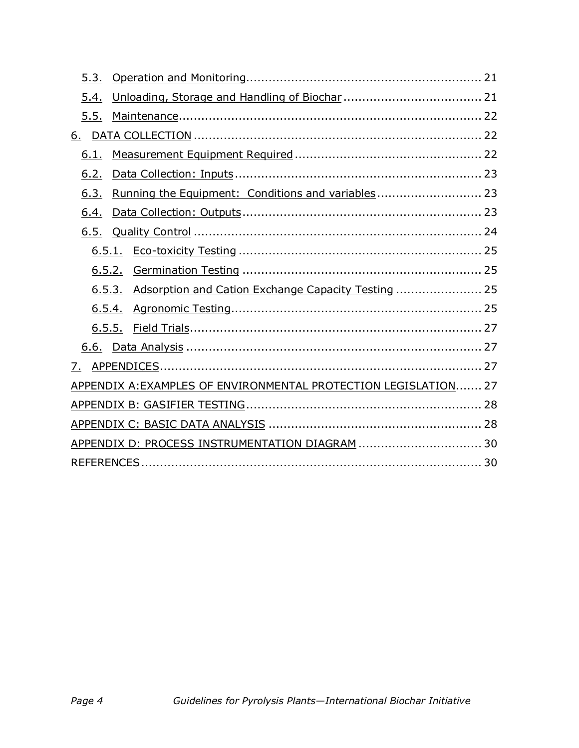- 5.3. Operation and Monitoring .............................................................. 21
- 5.4. Unloading, Storage and Handling of Biochar .................................... 21
- 5.5. Maintenance ................................................................................ 22

6. DATA COLLECTION ............................................................................ 22
   - 6.1. Measurement Equipment Required ................................................ 22
   - 6.2. Data Collection: Inputs ................................................................. 23
   - 6.3. Running the Equipment: Conditions and variables ........................... 23
   - 6.4. Data Collection: Outputs ............................................................... 23
   - 6.5. Quality Control ............................................................................ 24
     - 6.5.1. Eco-toxicity Testing ................................................................ 25
     - 6.5.2. Germination Testing ............................................................... 25
     - 6.5.3. Adsorption and Cation Exchange Capacity Testing ...................... 25
     - 6.5.4. Agronomic Testing .................................................................. 25
     - 6.5.5. Field Trials ............................................................................. 27
   - 6.6. Data Analysis .............................................................................. 27

7. APPENDICES ..................................................................................... 27

APPENDIX A: EXAMPLES OF ENVIRONMENTAL PROTECTION LEGISLATION ....... 27

APPENDIX B: GASIFIER TESTING ............................................................... 28

APPENDIX C: BASIC DATA ANALYSIS ......................................................... 28

APPENDIX D: PROCESS INSTRUMENTATION DIAGRAM ................................ 30

REFERENCES .......................................................................................... 30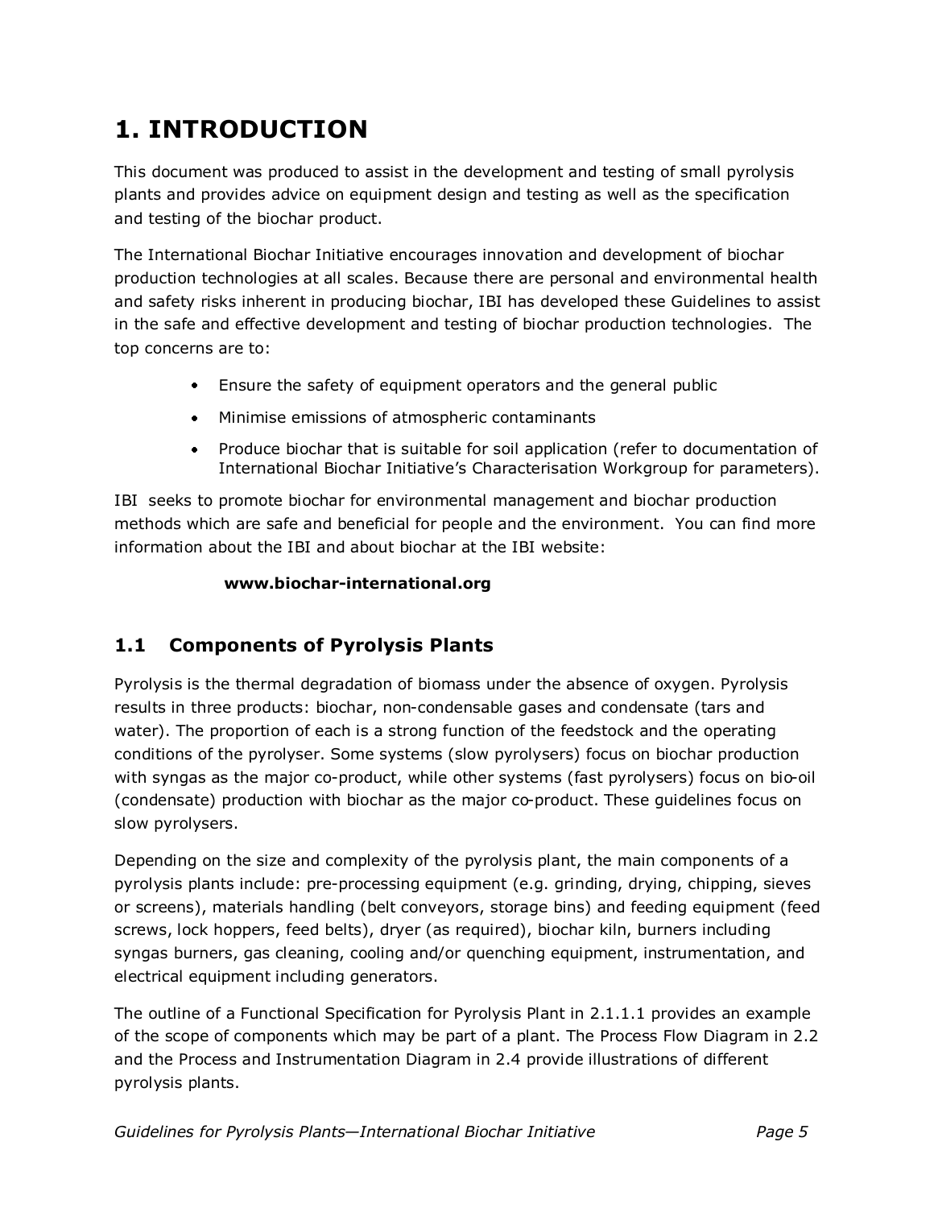# 1. INTRODUCTION

This document was produced to assist in the development and testing of small pyrolysis plants and provides advice on equipment design and testing as well as the specification and testing of the biochar product.

The International Biochar Initiative encourages innovation and development of biochar production technologies at all scales. Because there are personal and environmental health and safety risks inherent in producing biochar, IBI has developed these Guidelines to assist in the safe and effective development and testing of biochar production technologies. The top concerns are to:

- Ensure the safety of equipment operators and the general public
- Minimise emissions of atmospheric contaminants
- Produce biochar that is suitable for soil application (refer to documentation of International Biochar Initiative's Characterisation Workgroup for parameters).

IBI seeks to promote biochar for environmental management and biochar production methods which are safe and beneficial for people and the environment. You can find more information about the IBI and about biochar at the IBI website:

**www.biochar-international.org**

## 1.1 Components of Pyrolysis Plants

Pyrolysis is the thermal degradation of biomass under the absence of oxygen. Pyrolysis results in three products: biochar, non-condensable gases and condensate (tars and water). The proportion of each is a strong function of the feedstock and the operating conditions of the pyrolyser. Some systems (slow pyrolysers) focus on biochar production with syngas as the major co-product, while other systems (fast pyrolysers) focus on bio-oil (condensate) production with biochar as the major co-product. These guidelines focus on slow pyrolysers.

Depending on the size and complexity of the pyrolysis plant, the main components of a pyrolysis plants include: pre-processing equipment (e.g. grinding, drying, chipping, sieves or screens), materials handling (belt conveyors, storage bins) and feeding equipment (feed screws, lock hoppers, feed belts), dryer (as required), biochar kiln, burners including syngas burners, gas cleaning, cooling and/or quenching equipment, instrumentation, and electrical equipment including generators.

The outline of a Functional Specification for Pyrolysis Plant in 2.1.1.1 provides an example of the scope of components which may be part of a plant. The Process Flow Diagram in 2.2 and the Process and Instrumentation Diagram in 2.4 provide illustrations of different pyrolysis plants.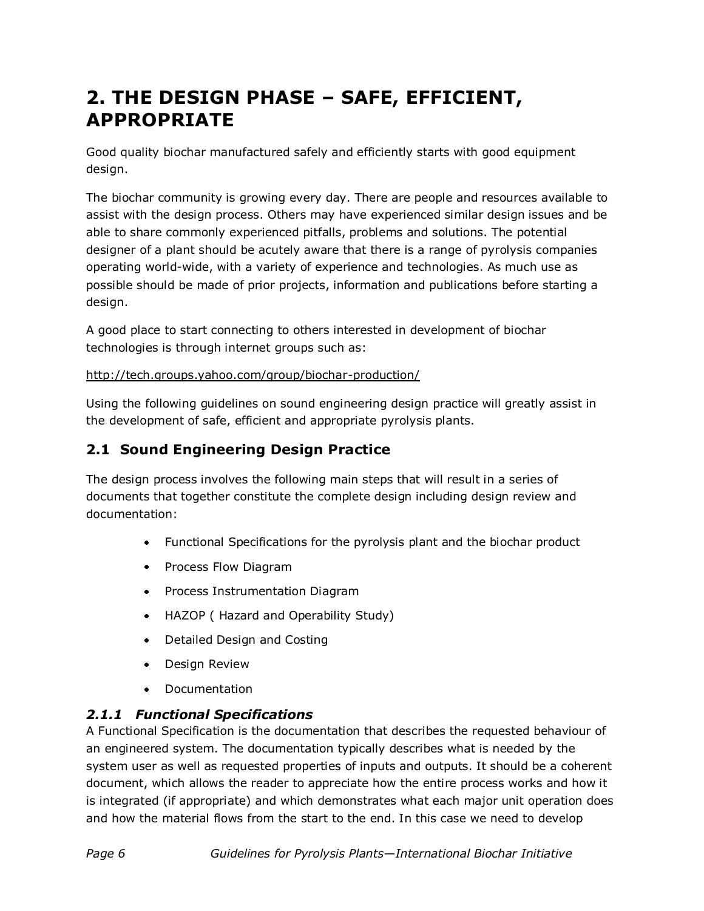# 2. THE DESIGN PHASE – SAFE, EFFICIENT, APPROPRIATE

Good quality biochar manufactured safely and efficiently starts with good equipment design.

The biochar community is growing every day. There are people and resources available to assist with the design process. Others may have experienced similar design issues and be able to share commonly experienced pitfalls, problems and solutions. The potential designer of a plant should be acutely aware that there is a range of pyrolysis companies operating world-wide, with a variety of experience and technologies. As much use as possible should be made of prior projects, information and publications before starting a design.

A good place to start connecting to others interested in development of biochar technologies is through internet groups such as:

http://tech.groups.yahoo.com/group/biochar-production/

Using the following guidelines on sound engineering design practice will greatly assist in the development of safe, efficient and appropriate pyrolysis plants.

## 2.1 Sound Engineering Design Practice

The design process involves the following main steps that will result in a series of documents that together constitute the complete design including design review and documentation:

- Functional Specifications for the pyrolysis plant and the biochar product
- Process Flow Diagram
- Process Instrumentation Diagram
- HAZOP ( Hazard and Operability Study)
- Detailed Design and Costing
- Design Review
- Documentation

### *2.1.1 Functional Specifications*

A Functional Specification is the documentation that describes the requested behaviour of an engineered system. The documentation typically describes what is needed by the system user as well as requested properties of inputs and outputs. It should be a coherent document, which allows the reader to appreciate how the entire process works and how it is integrated (if appropriate) and which demonstrates what each major unit operation does and how the material flows from the start to the end. In this case we need to develop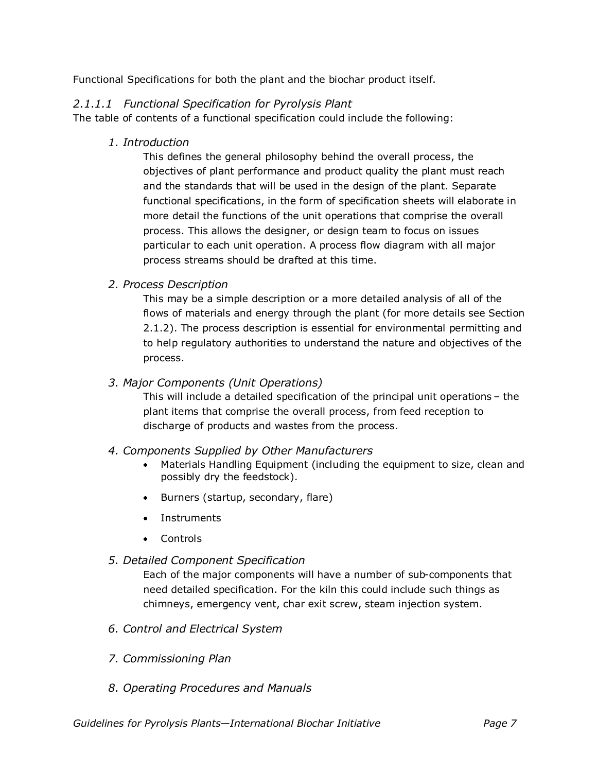Functional Specifications for both the plant and the biochar product itself.

#### *2.1.1.1 Functional Specification for Pyrolysis Plant*

The table of contents of a functional specification could include the following:

*1. Introduction*

This defines the general philosophy behind the overall process, the objectives of plant performance and product quality the plant must reach and the standards that will be used in the design of the plant. Separate functional specifications, in the form of specification sheets will elaborate in more detail the functions of the unit operations that comprise the overall process. This allows the designer, or design team to focus on issues particular to each unit operation. A process flow diagram with all major process streams should be drafted at this time.

*2. Process Description*

This may be a simple description or a more detailed analysis of all of the flows of materials and energy through the plant (for more details see Section 2.1.2). The process description is essential for environmental permitting and to help regulatory authorities to understand the nature and objectives of the process.

*3. Major Components (Unit Operations)*

This will include a detailed specification of the principal unit operations – the plant items that comprise the overall process, from feed reception to discharge of products and wastes from the process.

*4. Components Supplied by Other Manufacturers*

- Materials Handling Equipment (including the equipment to size, clean and possibly dry the feedstock).
- Burners (startup, secondary, flare)
- Instruments
- Controls

*5. Detailed Component Specification*

Each of the major components will have a number of sub-components that need detailed specification. For the kiln this could include such things as chimneys, emergency vent, char exit screw, steam injection system.

*6. Control and Electrical System*

*7. Commissioning Plan*

*8. Operating Procedures and Manuals*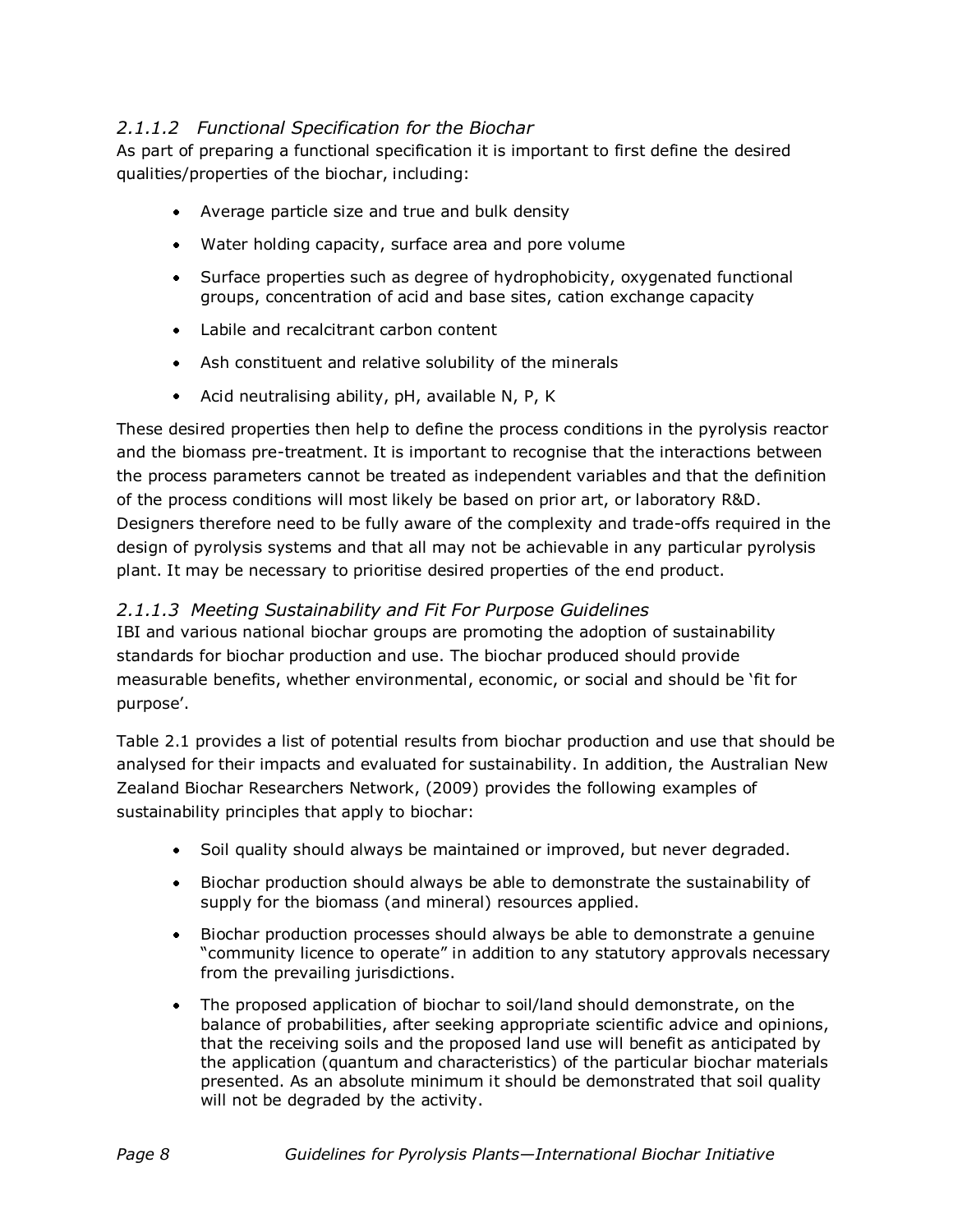### *2.1.1.2 Functional Specification for the Biochar*

As part of preparing a functional specification it is important to first define the desired qualities/properties of the biochar, including:

- Average particle size and true and bulk density
- Water holding capacity, surface area and pore volume
- Surface properties such as degree of hydrophobicity, oxygenated functional groups, concentration of acid and base sites, cation exchange capacity
- Labile and recalcitrant carbon content
- Ash constituent and relative solubility of the minerals
- Acid neutralising ability, pH, available N, P, K

These desired properties then help to define the process conditions in the pyrolysis reactor and the biomass pre-treatment. It is important to recognise that the interactions between the process parameters cannot be treated as independent variables and that the definition of the process conditions will most likely be based on prior art, or laboratory R&D. Designers therefore need to be fully aware of the complexity and trade-offs required in the design of pyrolysis systems and that all may not be achievable in any particular pyrolysis plant. It may be necessary to prioritise desired properties of the end product.

### *2.1.1.3 Meeting Sustainability and Fit For Purpose Guidelines*

IBI and various national biochar groups are promoting the adoption of sustainability standards for biochar production and use. The biochar produced should provide measurable benefits, whether environmental, economic, or social and should be 'fit for purpose'.

Table 2.1 provides a list of potential results from biochar production and use that should be analysed for their impacts and evaluated for sustainability. In addition, the Australian New Zealand Biochar Researchers Network, (2009) provides the following examples of sustainability principles that apply to biochar:

- Soil quality should always be maintained or improved, but never degraded.
- Biochar production should always be able to demonstrate the sustainability of supply for the biomass (and mineral) resources applied.
- Biochar production processes should always be able to demonstrate a genuine "community licence to operate" in addition to any statutory approvals necessary from the prevailing jurisdictions.
- The proposed application of biochar to soil/land should demonstrate, on the balance of probabilities, after seeking appropriate scientific advice and opinions, that the receiving soils and the proposed land use will benefit as anticipated by the application (quantum and characteristics) of the particular biochar materials presented. As an absolute minimum it should be demonstrated that soil quality will not be degraded by the activity.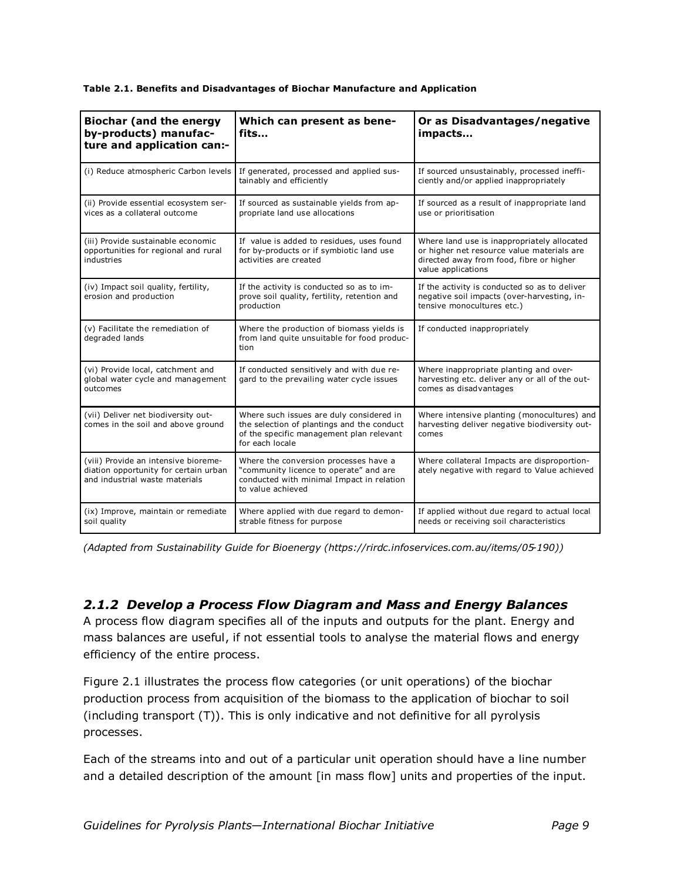**Table 2.1. Benefits and Disadvantages of Biochar Manufacture and Application**

| Biochar (and the energy by-products) manufacture and application can:- | Which can present as benefits… | Or as Disadvantages/negative impacts… |
|---|---|---|
| (i) Reduce atmospheric Carbon levels | If generated, processed and applied sustainably and efficiently | If sourced unsustainably, processed inefficiently and/or applied inappropriately |
| (ii) Provide essential ecosystem services as a collateral outcome | If sourced as sustainable yields from appropriate land use allocations | If sourced as a result of inappropriate land use or prioritisation |
| (iii) Provide sustainable economic opportunities for regional and rural industries | If value is added to residues, uses found for by-products or if symbiotic land use activities are created | Where land use is inappropriately allocated or higher net resource value materials are directed away from food, fibre or higher value applications |
| (iv) Impact soil quality, fertility, erosion and production | If the activity is conducted so as to improve soil quality, fertility, retention and production | If the activity is conducted so as to deliver negative soil impacts (over-harvesting, intensive monocultures etc.) |
| (v) Facilitate the remediation of degraded lands | Where the production of biomass yields is from land quite unsuitable for food production | If conducted inappropriately |
| (vi) Provide local, catchment and global water cycle and management outcomes | If conducted sensitively and with due regard to the prevailing water cycle issues | Where inappropriate planting and over-harvesting etc. deliver any or all of the outcomes as disadvantages |
| (vii) Deliver net biodiversity outcomes in the soil and above ground | Where such issues are duly considered in the selection of plantings and the conduct of the specific management plan relevant for each locale | Where intensive planting (monocultures) and harvesting deliver negative biodiversity outcomes |
| (viii) Provide an intensive bioremediation opportunity for certain urban and industrial waste materials | Where the conversion processes have a "community licence to operate" and are conducted with minimal Impact in relation to value achieved | Where collateral Impacts are disproportionately negative with regard to Value achieved |
| (ix) Improve, maintain or remediate soil quality | Where applied with due regard to demonstrable fitness for purpose | If applied without due regard to actual local needs or receiving soil characteristics |

*(Adapted from Sustainability Guide for Bioenergy (https://rirdc.infoservices.com.au/items/05-190))*

### *2.1.2 Develop a Process Flow Diagram and Mass and Energy Balances*

A process flow diagram specifies all of the inputs and outputs for the plant. Energy and mass balances are useful, if not essential tools to analyse the material flows and energy efficiency of the entire process.

Figure 2.1 illustrates the process flow categories (or unit operations) of the biochar production process from acquisition of the biomass to the application of biochar to soil (including transport (T)). This is only indicative and not definitive for all pyrolysis processes.

Each of the streams into and out of a particular unit operation should have a line number and a detailed description of the amount [in mass flow] units and properties of the input.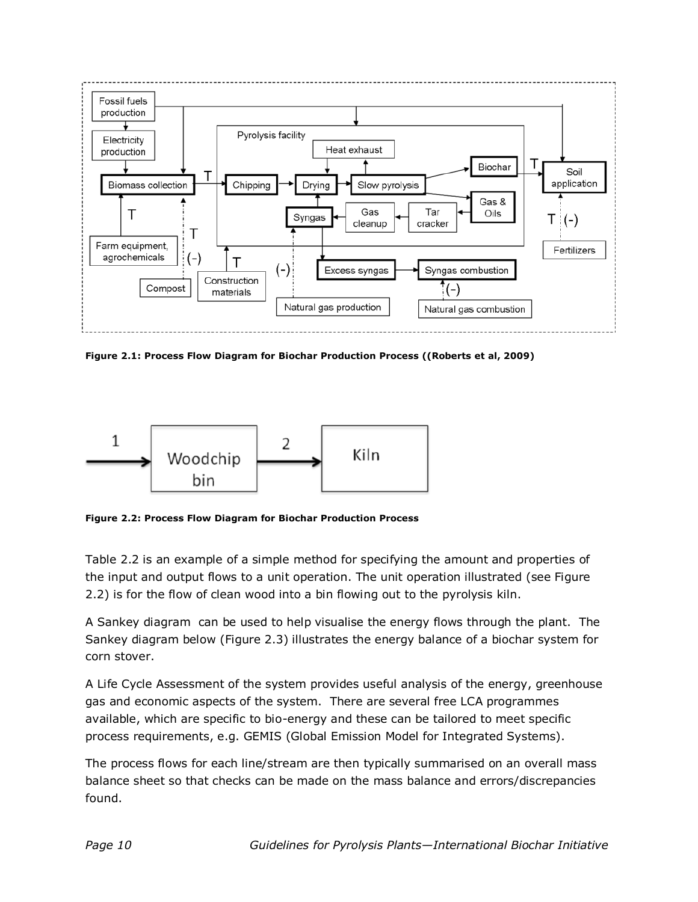**Figure 2.1: Process Flow Diagram for Biochar Production Process ((Roberts et al, 2009)**

**Figure 2.2: Process Flow Diagram for Biochar Production Process**

Table 2.2 is an example of a simple method for specifying the amount and properties of the input and output flows to a unit operation. The unit operation illustrated (see Figure 2.2) is for the flow of clean wood into a bin flowing out to the pyrolysis kiln.

A Sankey diagram can be used to help visualise the energy flows through the plant. The Sankey diagram below (Figure 2.3) illustrates the energy balance of a biochar system for corn stover.

A Life Cycle Assessment of the system provides useful analysis of the energy, greenhouse gas and economic aspects of the system. There are several free LCA programmes available, which are specific to bio-energy and these can be tailored to meet specific process requirements, e.g. GEMIS (Global Emission Model for Integrated Systems).

The process flows for each line/stream are then typically summarised on an overall mass balance sheet so that checks can be made on the mass balance and errors/discrepancies found.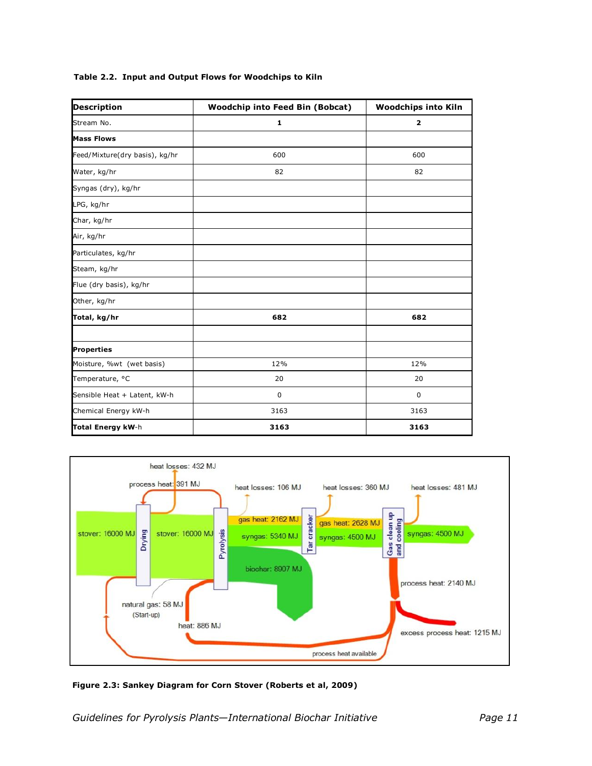**Table 2.2. Input and Output Flows for Woodchips to Kiln**

| Description | Woodchip into Feed Bin (Bobcat) | Woodchips into Kiln |
|---|---|---|
| Stream No. | **1** | **2** |
| **Mass Flows** | | |
| Feed/Mixture(dry basis), kg/hr | 600 | 600 |
| Water, kg/hr | 82 | 82 |
| Syngas (dry), kg/hr | | |
| LPG, kg/hr | | |
| Char, kg/hr | | |
| Air, kg/hr | | |
| Particulates, kg/hr | | |
| Steam, kg/hr | | |
| Flue (dry basis), kg/hr | | |
| Other, kg/hr | | |
| **Total, kg/hr** | **682** | **682** |
| | | |
| **Properties** | | |
| Moisture, %wt (wet basis) | 12% | 12% |
| Temperature, °C | 20 | 20 |
| Sensible Heat + Latent, kW-h | 0 | 0 |
| Chemical Energy kW-h | 3163 | 3163 |
| **Total Energy kW-h** | **3163** | **3163** |

**Figure 2.3: Sankey Diagram for Corn Stover (Roberts et al, 2009)**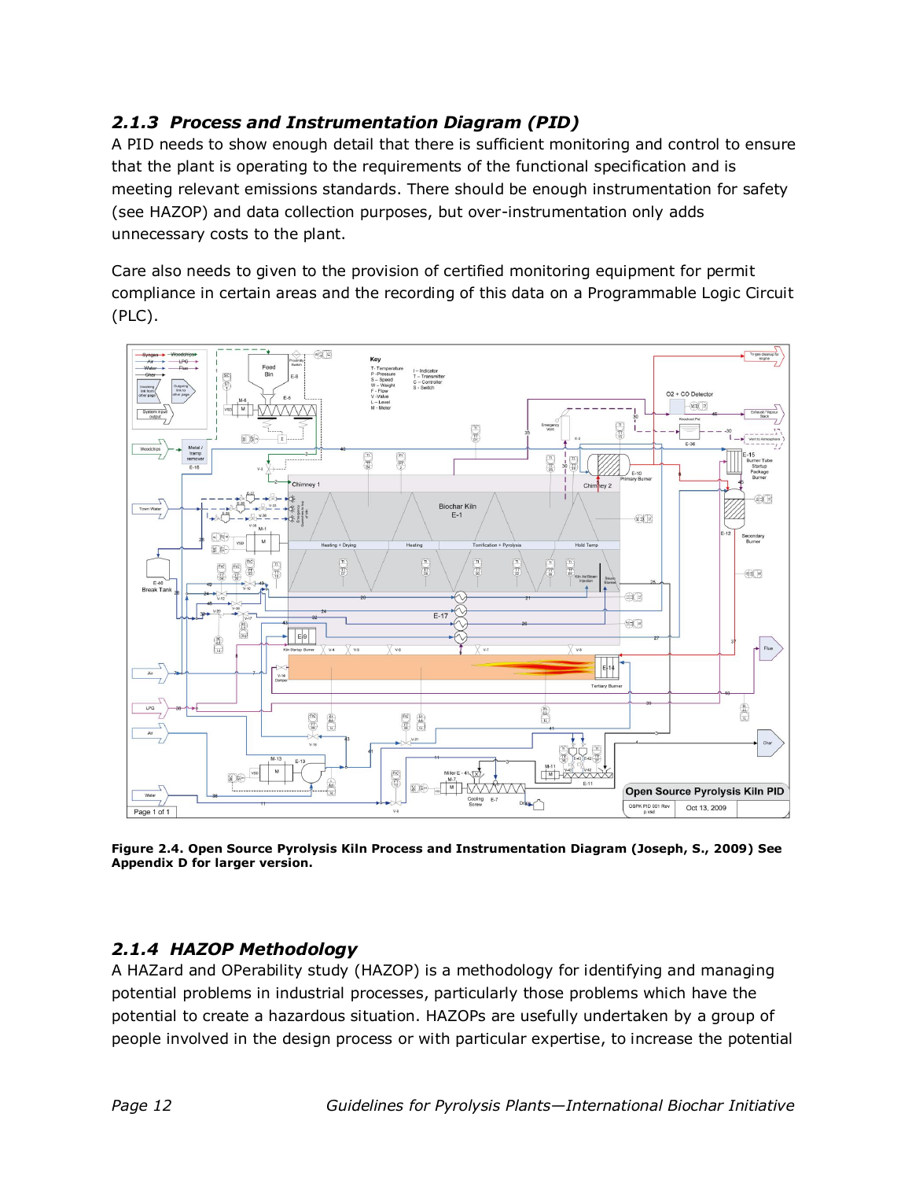### 2.1.3 Process and Instrumentation Diagram (PID)

A PID needs to show enough detail that there is sufficient monitoring and control to ensure that the plant is operating to the requirements of the functional specification and is meeting relevant emissions standards. There should be enough instrumentation for safety (see HAZOP) and data collection purposes, but over-instrumentation only adds unnecessary costs to the plant.

Care also needs to given to the provision of certified monitoring equipment for permit compliance in certain areas and the recording of this data on a Programmable Logic Circuit (PLC).

**Figure 2.4. Open Source Pyrolysis Kiln Process and Instrumentation Diagram (Joseph, S., 2009) See Appendix D for larger version.**

### 2.1.4 HAZOP Methodology

A HAZard and OPerability study (HAZOP) is a methodology for identifying and managing potential problems in industrial processes, particularly those problems which have the potential to create a hazardous situation. HAZOPs are usefully undertaken by a group of people involved in the design process or with particular expertise, to increase the potential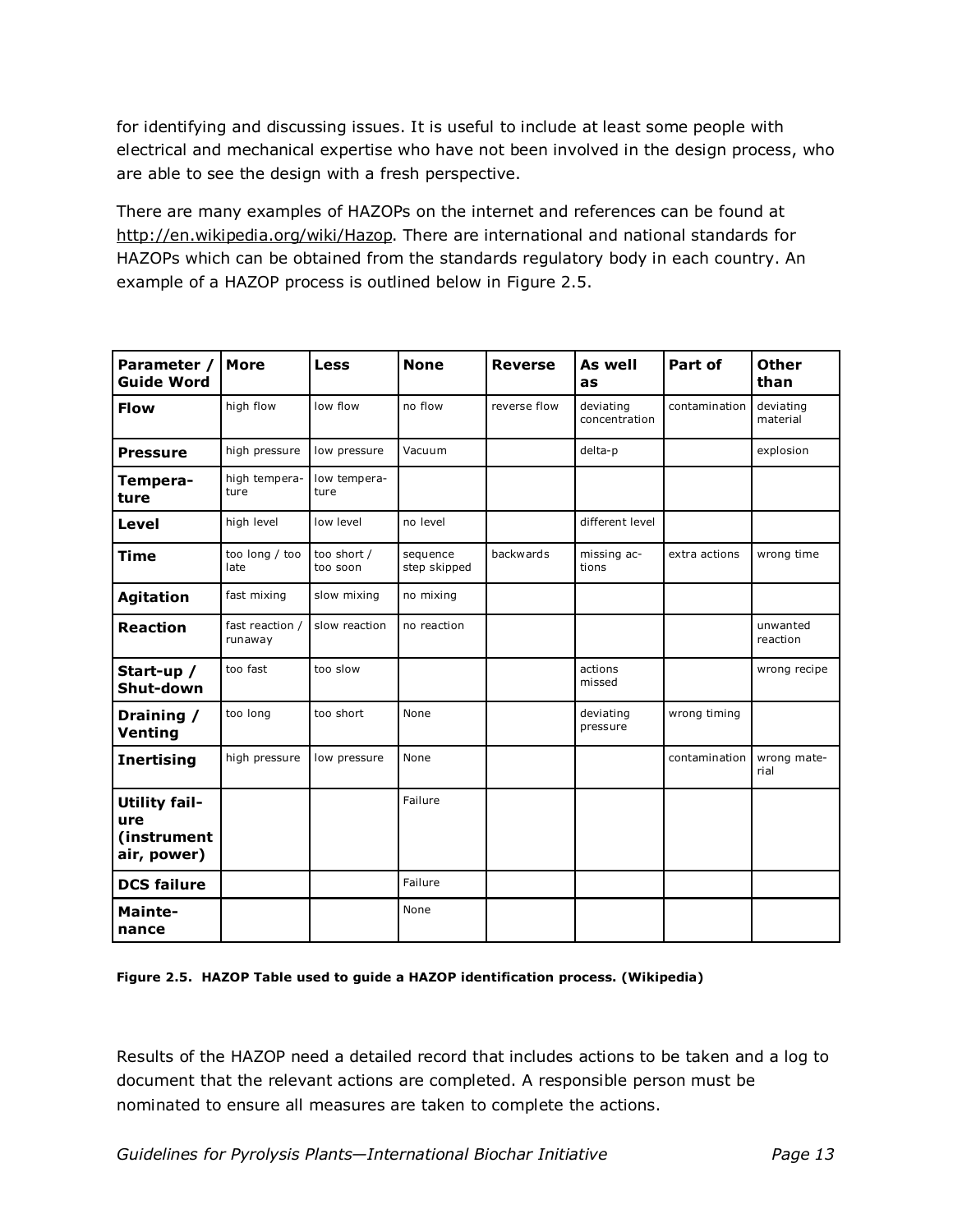for identifying and discussing issues. It is useful to include at least some people with electrical and mechanical expertise who have not been involved in the design process, who are able to see the design with a fresh perspective.

There are many examples of HAZOPs on the internet and references can be found at http://en.wikipedia.org/wiki/Hazop. There are international and national standards for HAZOPs which can be obtained from the standards regulatory body in each country. An example of a HAZOP process is outlined below in Figure 2.5.

| Parameter / Guide Word | More | Less | None | Reverse | As well as | Part of | Other than |
|---|---|---|---|---|---|---|---|
| **Flow** | high flow | low flow | no flow | reverse flow | deviating concentration | contamination | deviating material |
| **Pressure** | high pressure | low pressure | Vacuum | | delta-p | | explosion |
| **Temperature** | high temperature | low temperature | | | | | |
| **Level** | high level | low level | no level | | different level | | |
| **Time** | too long / too late | too short / too soon | sequence step skipped | backwards | missing actions | extra actions | wrong time |
| **Agitation** | fast mixing | slow mixing | no mixing | | | | |
| **Reaction** | fast reaction / runaway | slow reaction | no reaction | | | | unwanted reaction |
| **Start-up / Shut-down** | too fast | too slow | | | actions missed | | wrong recipe |
| **Draining / Venting** | too long | too short | None | | deviating pressure | wrong timing | |
| **Inertising** | high pressure | low pressure | None | | | contamination | wrong material |
| **Utility failure (instrument air, power)** | | | Failure | | | | |
| **DCS failure** | | | Failure | | | | |
| **Maintenance** | | | None | | | | |

**Figure 2.5. HAZOP Table used to guide a HAZOP identification process. (Wikipedia)**

Results of the HAZOP need a detailed record that includes actions to be taken and a log to document that the relevant actions are completed. A responsible person must be nominated to ensure all measures are taken to complete the actions.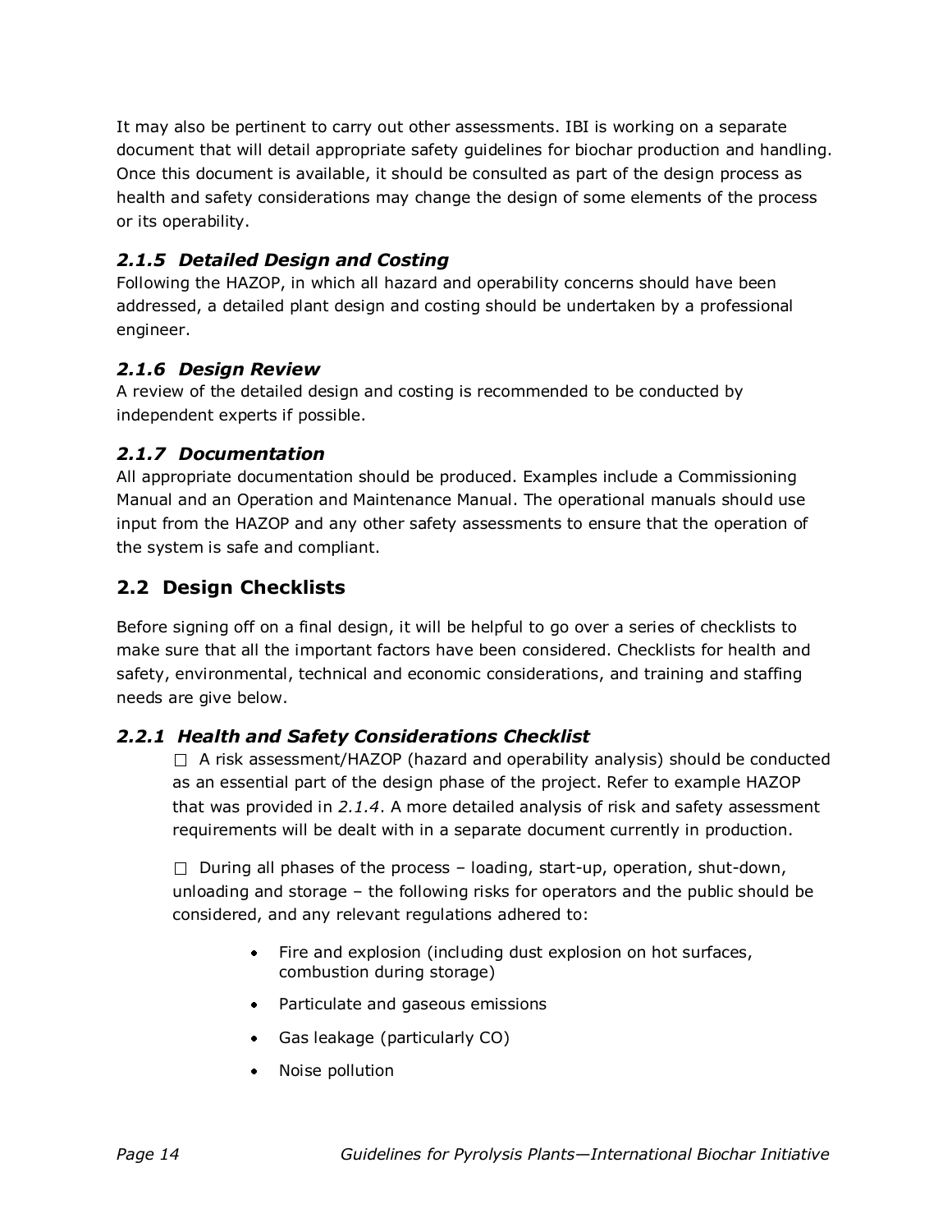It may also be pertinent to carry out other assessments. IBI is working on a separate document that will detail appropriate safety guidelines for biochar production and handling. Once this document is available, it should be consulted as part of the design process as health and safety considerations may change the design of some elements of the process or its operability.

### *2.1.5 Detailed Design and Costing*

Following the HAZOP, in which all hazard and operability concerns should have been addressed, a detailed plant design and costing should be undertaken by a professional engineer.

### *2.1.6 Design Review*

A review of the detailed design and costing is recommended to be conducted by independent experts if possible.

### *2.1.7 Documentation*

All appropriate documentation should be produced. Examples include a Commissioning Manual and an Operation and Maintenance Manual. The operational manuals should use input from the HAZOP and any other safety assessments to ensure that the operation of the system is safe and compliant.

## 2.2 Design Checklists

Before signing off on a final design, it will be helpful to go over a series of checklists to make sure that all the important factors have been considered. Checklists for health and safety, environmental, technical and economic considerations, and training and staffing needs are give below.

### *2.2.1 Health and Safety Considerations Checklist*

☐ A risk assessment/HAZOP (hazard and operability analysis) should be conducted as an essential part of the design phase of the project. Refer to example HAZOP that was provided in *2.1.4*. A more detailed analysis of risk and safety assessment requirements will be dealt with in a separate document currently in production.

☐ During all phases of the process – loading, start-up, operation, shut-down, unloading and storage – the following risks for operators and the public should be considered, and any relevant regulations adhered to:

- Fire and explosion (including dust explosion on hot surfaces, combustion during storage)
- Particulate and gaseous emissions
- Gas leakage (particularly CO)
- Noise pollution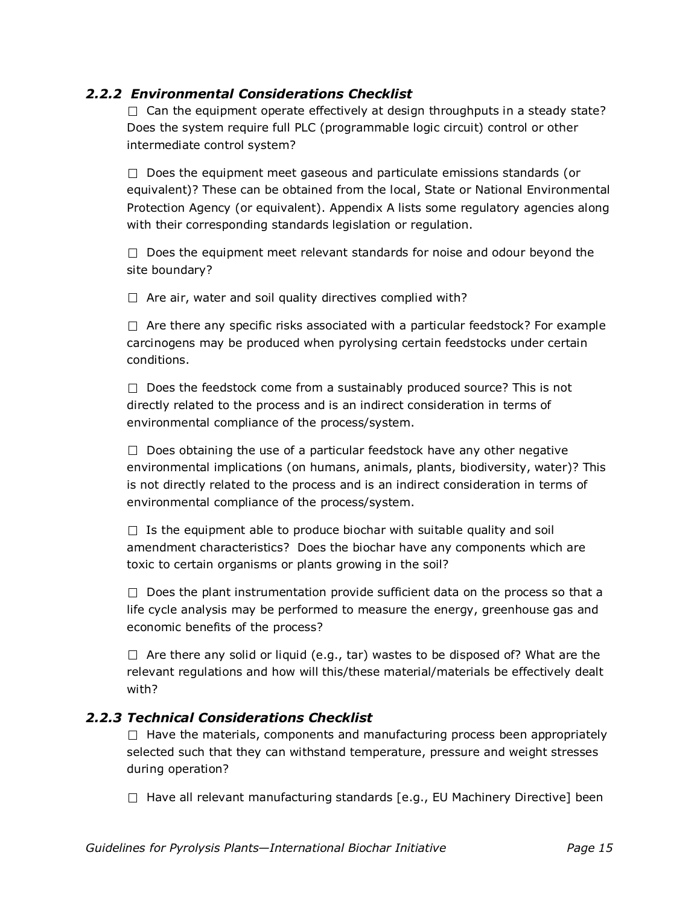### *2.2.2 Environmental Considerations Checklist*

☐ Can the equipment operate effectively at design throughputs in a steady state? Does the system require full PLC (programmable logic circuit) control or other intermediate control system?

☐ Does the equipment meet gaseous and particulate emissions standards (or equivalent)? These can be obtained from the local, State or National Environmental Protection Agency (or equivalent). Appendix A lists some regulatory agencies along with their corresponding standards legislation or regulation.

☐ Does the equipment meet relevant standards for noise and odour beyond the site boundary?

☐ Are air, water and soil quality directives complied with?

☐ Are there any specific risks associated with a particular feedstock? For example carcinogens may be produced when pyrolysing certain feedstocks under certain conditions.

☐ Does the feedstock come from a sustainably produced source? This is not directly related to the process and is an indirect consideration in terms of environmental compliance of the process/system.

☐ Does obtaining the use of a particular feedstock have any other negative environmental implications (on humans, animals, plants, biodiversity, water)? This is not directly related to the process and is an indirect consideration in terms of environmental compliance of the process/system.

☐ Is the equipment able to produce biochar with suitable quality and soil amendment characteristics? Does the biochar have any components which are toxic to certain organisms or plants growing in the soil?

☐ Does the plant instrumentation provide sufficient data on the process so that a life cycle analysis may be performed to measure the energy, greenhouse gas and economic benefits of the process?

☐ Are there any solid or liquid (e.g., tar) wastes to be disposed of? What are the relevant regulations and how will this/these material/materials be effectively dealt with?

### *2.2.3 Technical Considerations Checklist*

☐ Have the materials, components and manufacturing process been appropriately selected such that they can withstand temperature, pressure and weight stresses during operation?

☐ Have all relevant manufacturing standards [e.g., EU Machinery Directive] been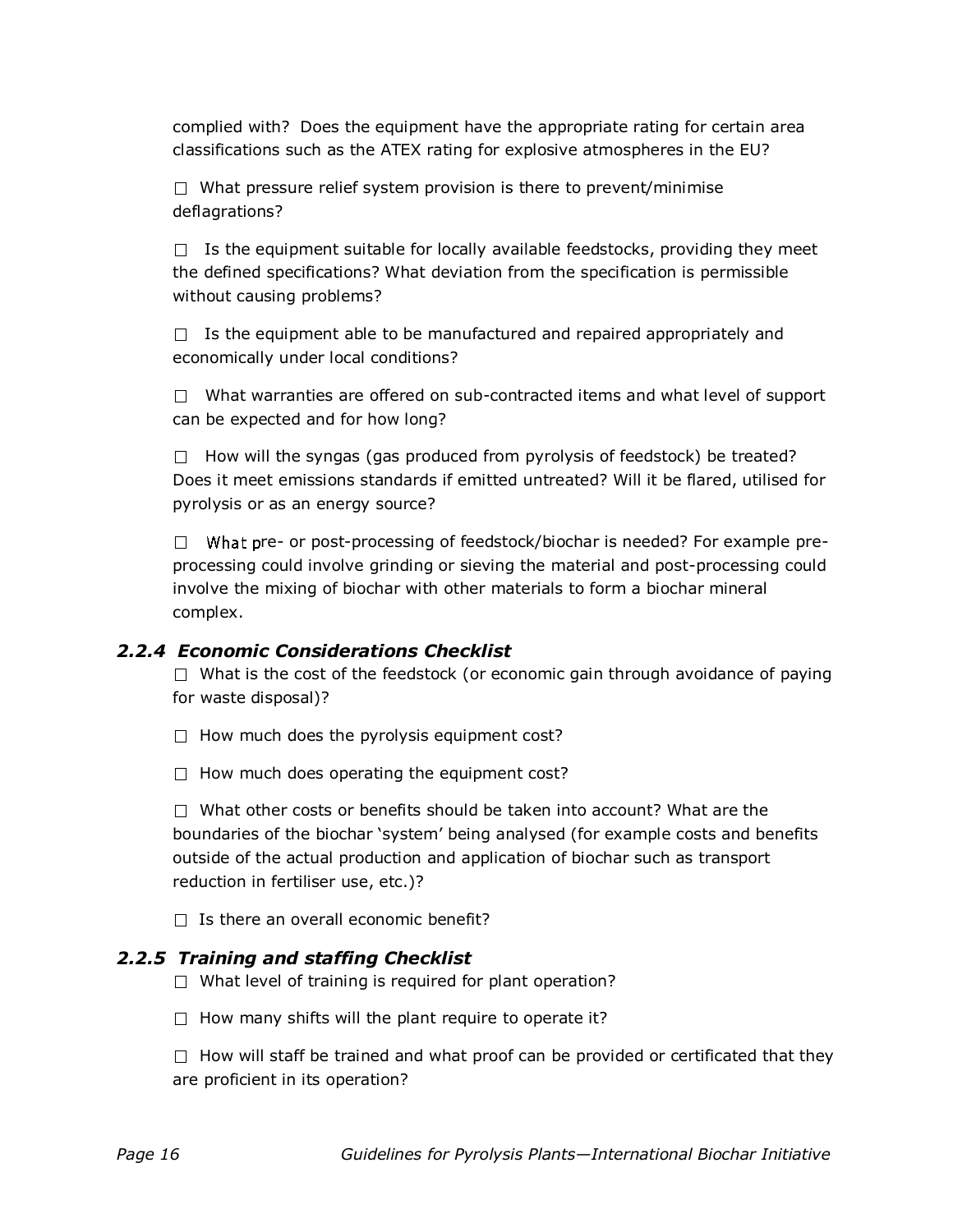complied with? Does the equipment have the appropriate rating for certain area classifications such as the ATEX rating for explosive atmospheres in the EU?

☐ What pressure relief system provision is there to prevent/minimise deflagrations?

☐ Is the equipment suitable for locally available feedstocks, providing they meet the defined specifications? What deviation from the specification is permissible without causing problems?

☐ Is the equipment able to be manufactured and repaired appropriately and economically under local conditions?

☐ What warranties are offered on sub-contracted items and what level of support can be expected and for how long?

☐ How will the syngas (gas produced from pyrolysis of feedstock) be treated? Does it meet emissions standards if emitted untreated? Will it be flared, utilised for pyrolysis or as an energy source?

☐ What pre- or post-processing of feedstock/biochar is needed? For example pre-processing could involve grinding or sieving the material and post-processing could involve the mixing of biochar with other materials to form a biochar mineral complex.

### *2.2.4 Economic Considerations Checklist*

☐ What is the cost of the feedstock (or economic gain through avoidance of paying for waste disposal)?

☐ How much does the pyrolysis equipment cost?

☐ How much does operating the equipment cost?

☐ What other costs or benefits should be taken into account? What are the boundaries of the biochar 'system' being analysed (for example costs and benefits outside of the actual production and application of biochar such as transport reduction in fertiliser use, etc.)?

☐ Is there an overall economic benefit?

### *2.2.5 Training and staffing Checklist*

☐ What level of training is required for plant operation?

☐ How many shifts will the plant require to operate it?

☐ How will staff be trained and what proof can be provided or certificated that they are proficient in its operation?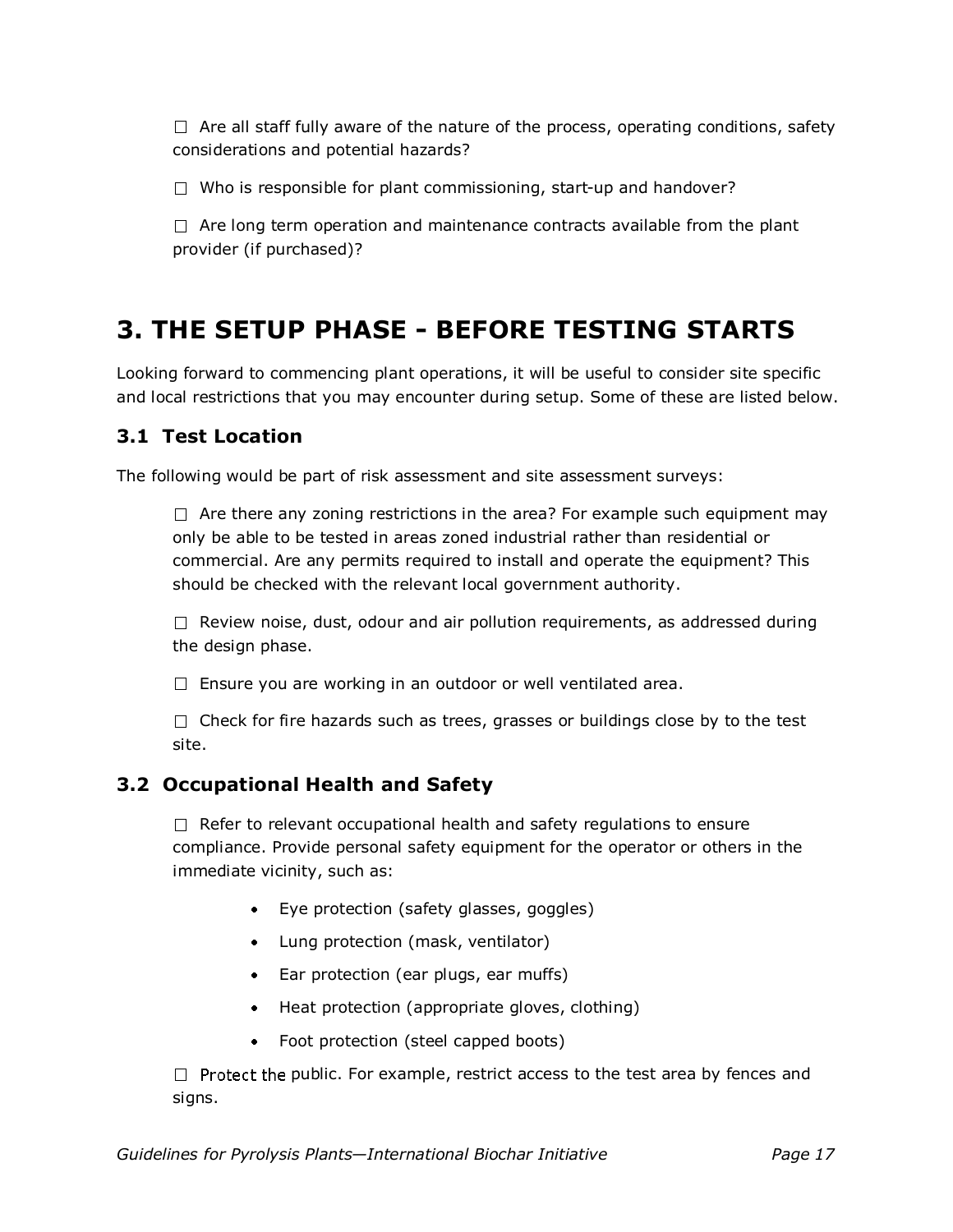☐ Are all staff fully aware of the nature of the process, operating conditions, safety considerations and potential hazards?

☐ Who is responsible for plant commissioning, start-up and handover?

☐ Are long term operation and maintenance contracts available from the plant provider (if purchased)?

# 3. THE SETUP PHASE - BEFORE TESTING STARTS

Looking forward to commencing plant operations, it will be useful to consider site specific and local restrictions that you may encounter during setup. Some of these are listed below.

## 3.1 Test Location

The following would be part of risk assessment and site assessment surveys:

☐ Are there any zoning restrictions in the area? For example such equipment may only be able to be tested in areas zoned industrial rather than residential or commercial. Are any permits required to install and operate the equipment? This should be checked with the relevant local government authority.

☐ Review noise, dust, odour and air pollution requirements, as addressed during the design phase.

☐ Ensure you are working in an outdoor or well ventilated area.

☐ Check for fire hazards such as trees, grasses or buildings close by to the test site.

## 3.2 Occupational Health and Safety

☐ Refer to relevant occupational health and safety regulations to ensure compliance. Provide personal safety equipment for the operator or others in the immediate vicinity, such as:

- Eye protection (safety glasses, goggles)
- Lung protection (mask, ventilator)
- Ear protection (ear plugs, ear muffs)
- Heat protection (appropriate gloves, clothing)
- Foot protection (steel capped boots)

☐ Protect the public. For example, restrict access to the test area by fences and signs.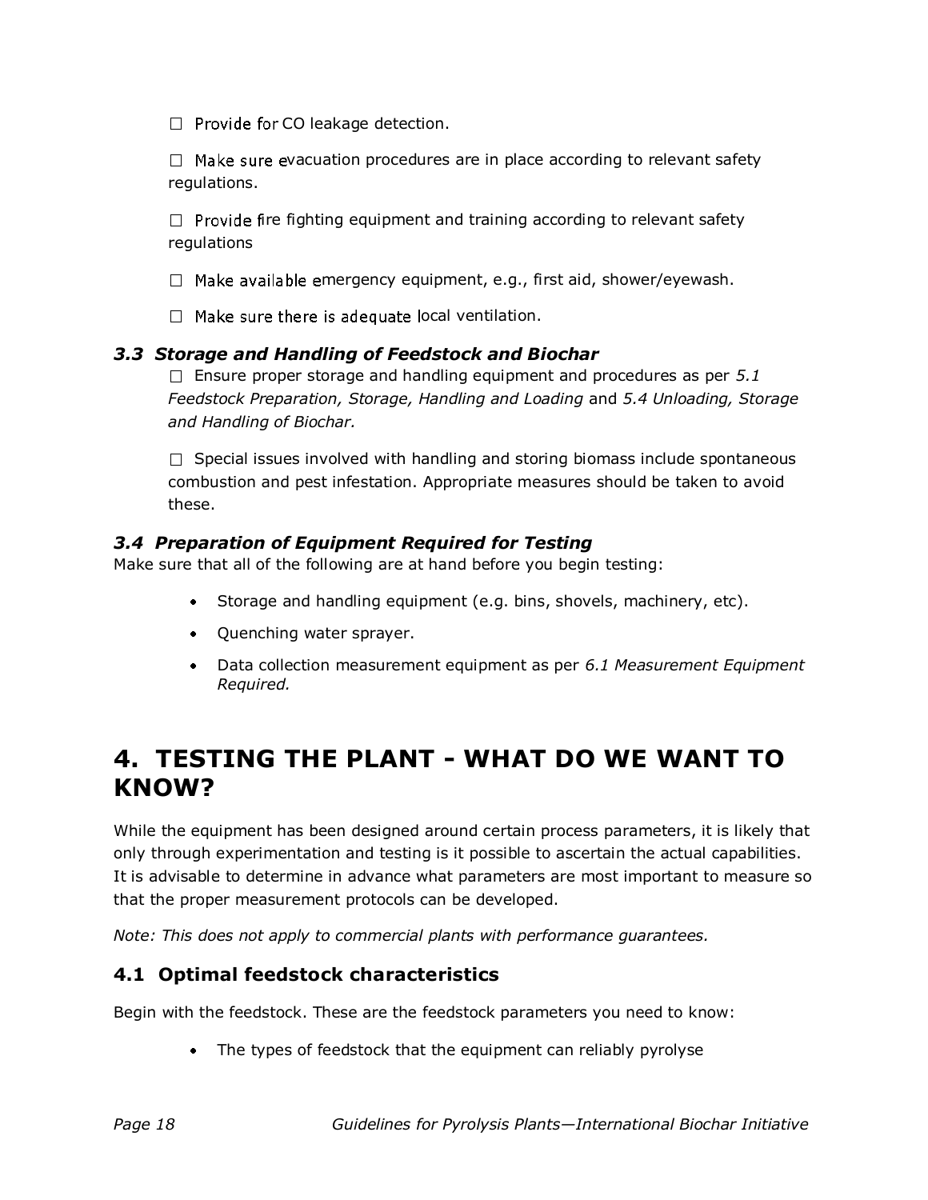☐ Provide for CO leakage detection.

☐ Make sure evacuation procedures are in place according to relevant safety regulations.

☐ Provide fire fighting equipment and training according to relevant safety regulations

☐ Make available emergency equipment, e.g., first aid, shower/eyewash.

☐ Make sure there is adequate local ventilation.

### *3.3 Storage and Handling of Feedstock and Biochar*

☐ Ensure proper storage and handling equipment and procedures as per *5.1 Feedstock Preparation, Storage, Handling and Loading* and *5.4 Unloading, Storage and Handling of Biochar.*

☐ Special issues involved with handling and storing biomass include spontaneous combustion and pest infestation. Appropriate measures should be taken to avoid these.

### *3.4 Preparation of Equipment Required for Testing*

Make sure that all of the following are at hand before you begin testing:

- Storage and handling equipment (e.g. bins, shovels, machinery, etc).
- Quenching water sprayer.
- Data collection measurement equipment as per *6.1 Measurement Equipment Required.*

# 4. TESTING THE PLANT - WHAT DO WE WANT TO KNOW?

While the equipment has been designed around certain process parameters, it is likely that only through experimentation and testing is it possible to ascertain the actual capabilities. It is advisable to determine in advance what parameters are most important to measure so that the proper measurement protocols can be developed.

*Note: This does not apply to commercial plants with performance guarantees.*

## 4.1 Optimal feedstock characteristics

Begin with the feedstock. These are the feedstock parameters you need to know:

- The types of feedstock that the equipment can reliably pyrolyse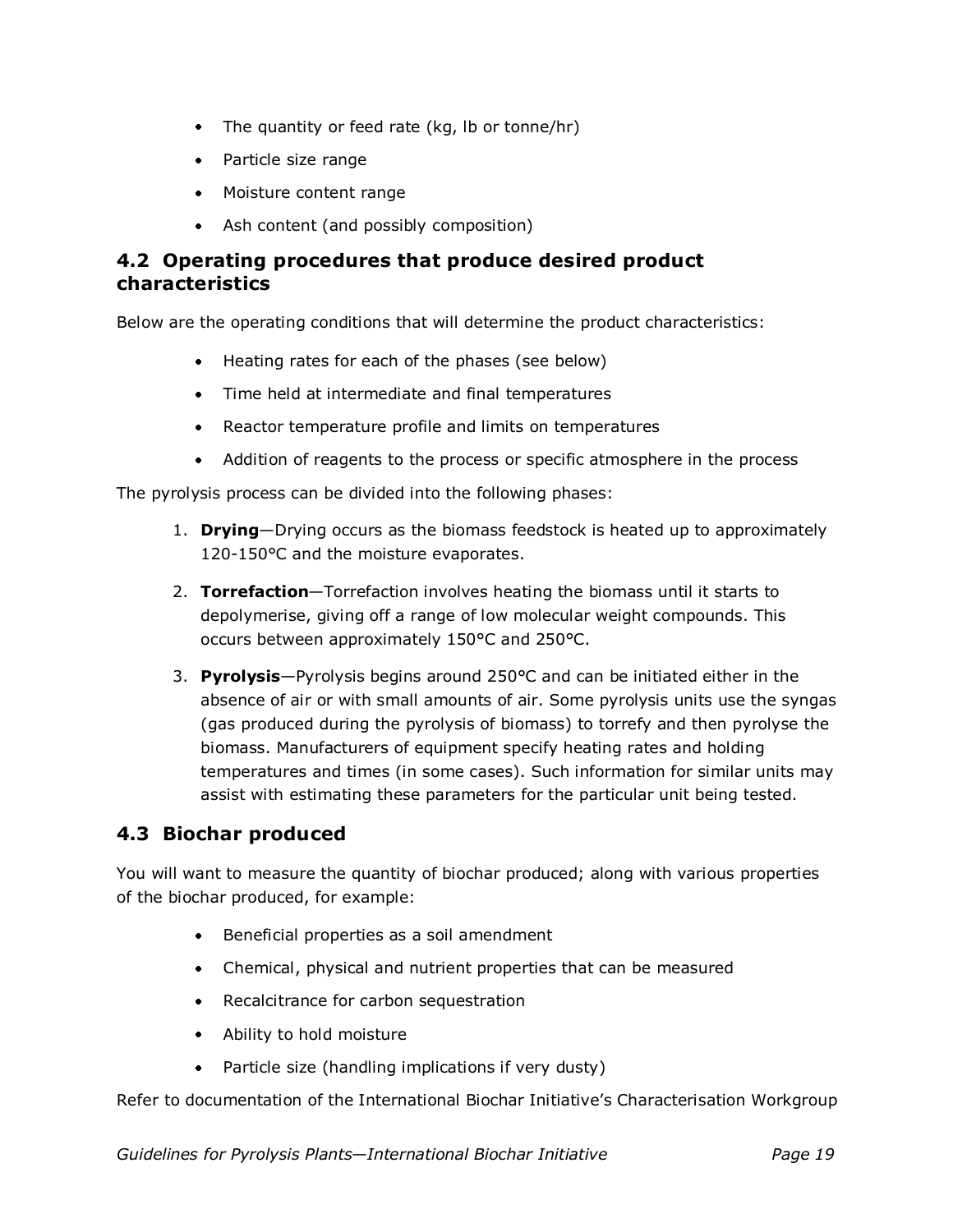- The quantity or feed rate (kg, lb or tonne/hr)
- Particle size range
- Moisture content range
- Ash content (and possibly composition)

## 4.2 Operating procedures that produce desired product characteristics

Below are the operating conditions that will determine the product characteristics:

- Heating rates for each of the phases (see below)
- Time held at intermediate and final temperatures
- Reactor temperature profile and limits on temperatures
- Addition of reagents to the process or specific atmosphere in the process

The pyrolysis process can be divided into the following phases:

1. **Drying**—Drying occurs as the biomass feedstock is heated up to approximately 120-150°C and the moisture evaporates.
2. **Torrefaction**—Torrefaction involves heating the biomass until it starts to depolymerise, giving off a range of low molecular weight compounds. This occurs between approximately 150°C and 250°C.
3. **Pyrolysis**—Pyrolysis begins around 250°C and can be initiated either in the absence of air or with small amounts of air. Some pyrolysis units use the syngas (gas produced during the pyrolysis of biomass) to torrefy and then pyrolyse the biomass. Manufacturers of equipment specify heating rates and holding temperatures and times (in some cases). Such information for similar units may assist with estimating these parameters for the particular unit being tested.

## 4.3 Biochar produced

You will want to measure the quantity of biochar produced; along with various properties of the biochar produced, for example:

- Beneficial properties as a soil amendment
- Chemical, physical and nutrient properties that can be measured
- Recalcitrance for carbon sequestration
- Ability to hold moisture
- Particle size (handling implications if very dusty)

Refer to documentation of the International Biochar Initiative's Characterisation Workgroup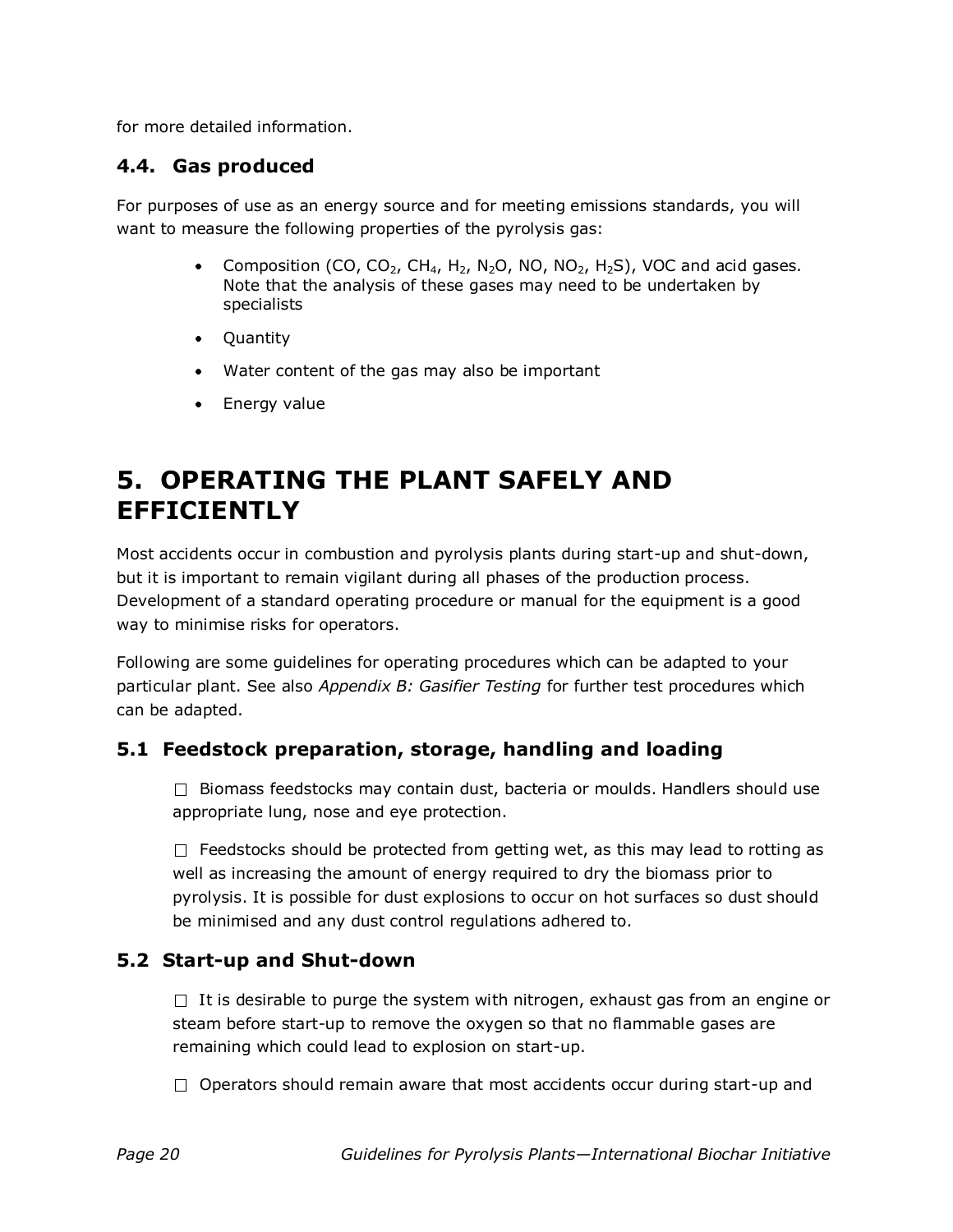for more detailed information.

### 4.4. Gas produced

For purposes of use as an energy source and for meeting emissions standards, you will want to measure the following properties of the pyrolysis gas:

- Composition (CO, $CO_2$, $CH_4$, $H_2$, $N_2O$, NO, $NO_2$, $H_2S$), VOC and acid gases. Note that the analysis of these gases may need to be undertaken by specialists
- Quantity
- Water content of the gas may also be important
- Energy value

# 5. OPERATING THE PLANT SAFELY AND EFFICIENTLY

Most accidents occur in combustion and pyrolysis plants during start-up and shut-down, but it is important to remain vigilant during all phases of the production process. Development of a standard operating procedure or manual for the equipment is a good way to minimise risks for operators.

Following are some guidelines for operating procedures which can be adapted to your particular plant. See also *Appendix B: Gasifier Testing* for further test procedures which can be adapted.

### 5.1 Feedstock preparation, storage, handling and loading

☐ Biomass feedstocks may contain dust, bacteria or moulds. Handlers should use appropriate lung, nose and eye protection.

☐ Feedstocks should be protected from getting wet, as this may lead to rotting as well as increasing the amount of energy required to dry the biomass prior to pyrolysis. It is possible for dust explosions to occur on hot surfaces so dust should be minimised and any dust control regulations adhered to.

### 5.2 Start-up and Shut-down

☐ It is desirable to purge the system with nitrogen, exhaust gas from an engine or steam before start-up to remove the oxygen so that no flammable gases are remaining which could lead to explosion on start-up.

☐ Operators should remain aware that most accidents occur during start-up and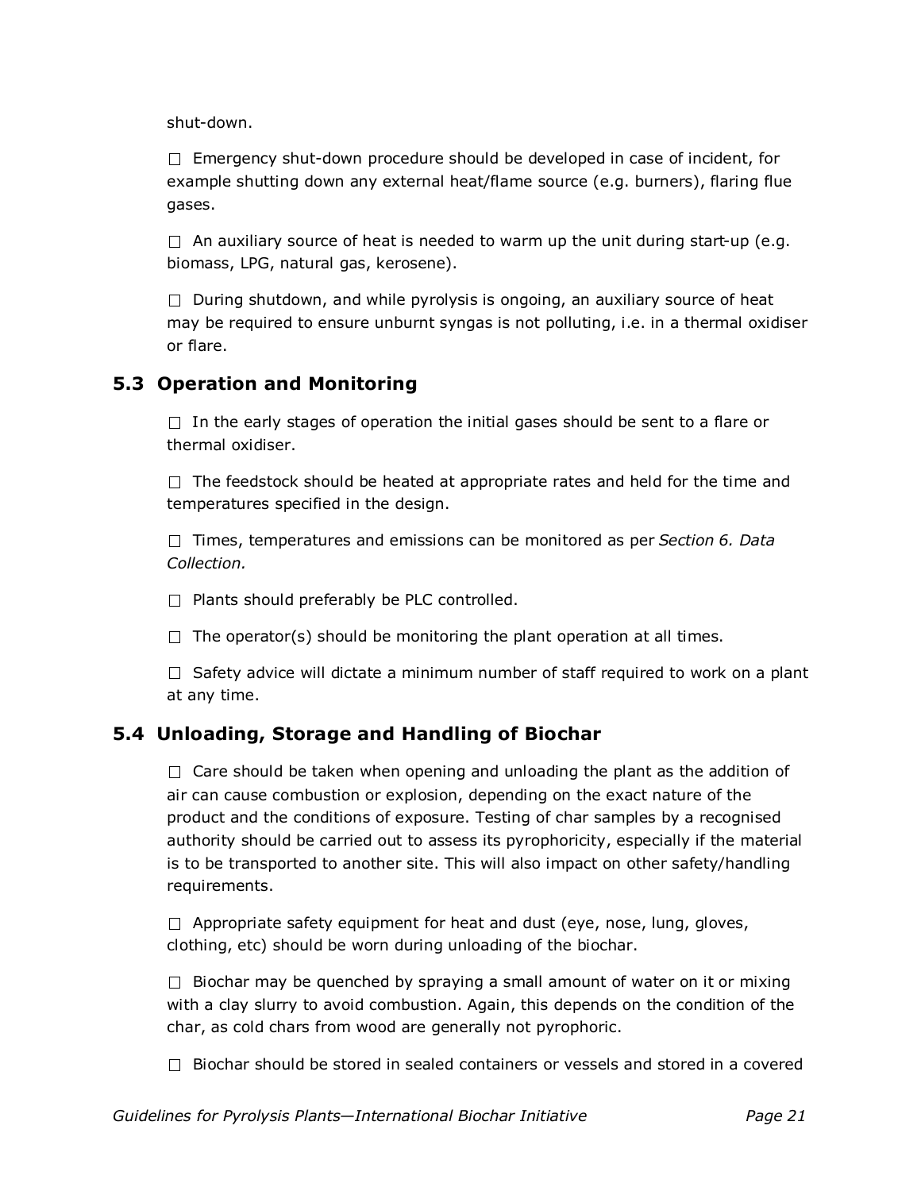shut-down.

- ☐ Emergency shut-down procedure should be developed in case of incident, for example shutting down any external heat/flame source (e.g. burners), flaring flue gases.
- ☐ An auxiliary source of heat is needed to warm up the unit during start-up (e.g. biomass, LPG, natural gas, kerosene).
- ☐ During shutdown, and while pyrolysis is ongoing, an auxiliary source of heat may be required to ensure unburnt syngas is not polluting, i.e. in a thermal oxidiser or flare.

## 5.3 Operation and Monitoring

- ☐ In the early stages of operation the initial gases should be sent to a flare or thermal oxidiser.
- ☐ The feedstock should be heated at appropriate rates and held for the time and temperatures specified in the design.
- ☐ Times, temperatures and emissions can be monitored as per *Section 6. Data Collection.*
- ☐ Plants should preferably be PLC controlled.
- ☐ The operator(s) should be monitoring the plant operation at all times.
- ☐ Safety advice will dictate a minimum number of staff required to work on a plant at any time.

## 5.4 Unloading, Storage and Handling of Biochar

- ☐ Care should be taken when opening and unloading the plant as the addition of air can cause combustion or explosion, depending on the exact nature of the product and the conditions of exposure. Testing of char samples by a recognised authority should be carried out to assess its pyrophoricity, especially if the material is to be transported to another site. This will also impact on other safety/handling requirements.
- ☐ Appropriate safety equipment for heat and dust (eye, nose, lung, gloves, clothing, etc) should be worn during unloading of the biochar.
- ☐ Biochar may be quenched by spraying a small amount of water on it or mixing with a clay slurry to avoid combustion. Again, this depends on the condition of the char, as cold chars from wood are generally not pyrophoric.
- ☐ Biochar should be stored in sealed containers or vessels and stored in a covered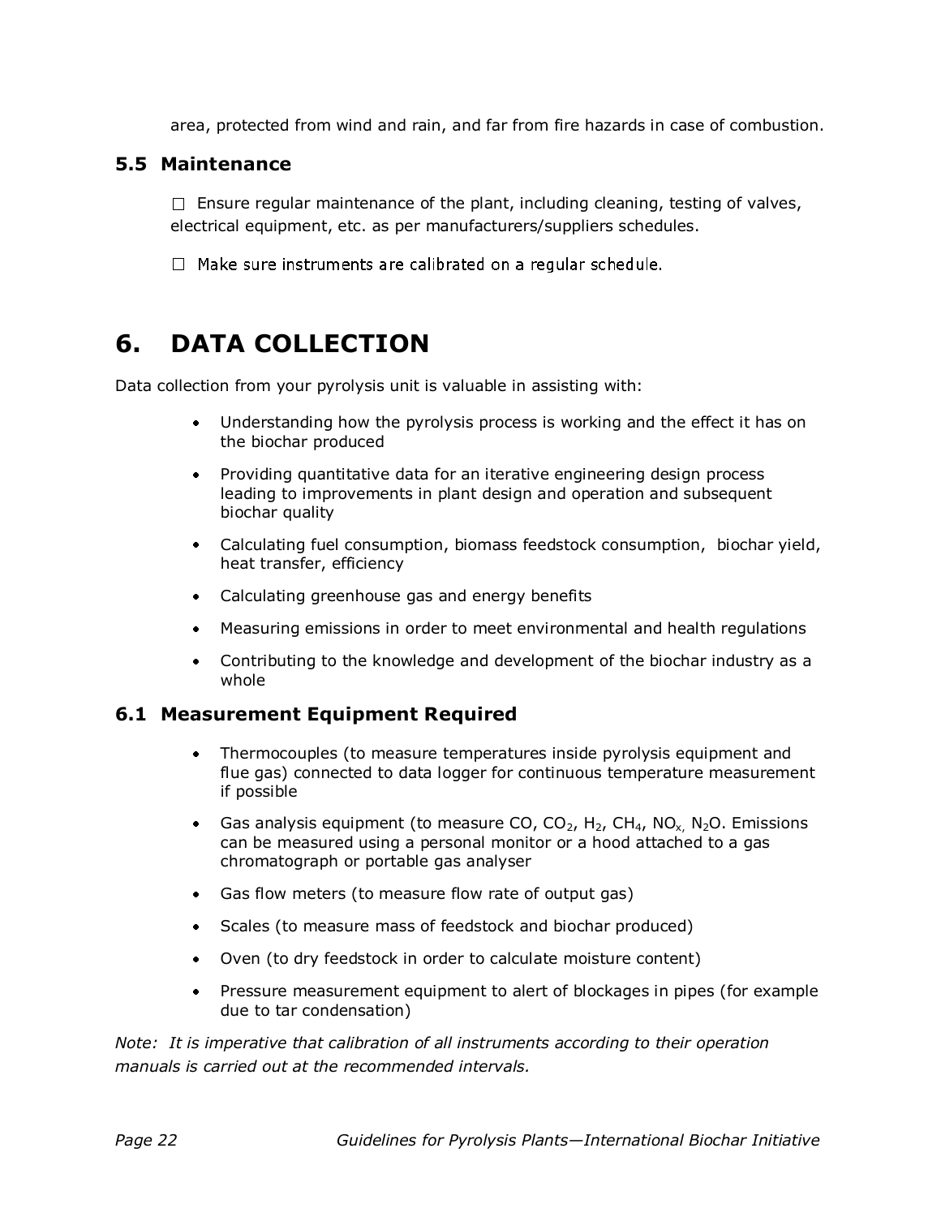area, protected from wind and rain, and far from fire hazards in case of combustion.

## 5.5 Maintenance

☐ Ensure regular maintenance of the plant, including cleaning, testing of valves, electrical equipment, etc. as per manufacturers/suppliers schedules.

☐ Make sure instruments are calibrated on a regular schedule.

# 6. DATA COLLECTION

Data collection from your pyrolysis unit is valuable in assisting with:

- Understanding how the pyrolysis process is working and the effect it has on the biochar produced
- Providing quantitative data for an iterative engineering design process leading to improvements in plant design and operation and subsequent biochar quality
- Calculating fuel consumption, biomass feedstock consumption, biochar yield, heat transfer, efficiency
- Calculating greenhouse gas and energy benefits
- Measuring emissions in order to meet environmental and health regulations
- Contributing to the knowledge and development of the biochar industry as a whole

## 6.1 Measurement Equipment Required

- Thermocouples (to measure temperatures inside pyrolysis equipment and flue gas) connected to data logger for continuous temperature measurement if possible
- Gas analysis equipment (to measure CO, $CO_2$, $H_2$, $CH_4$, $NO_x$, $N_2O$. Emissions can be measured using a personal monitor or a hood attached to a gas chromatograph or portable gas analyser
- Gas flow meters (to measure flow rate of output gas)
- Scales (to measure mass of feedstock and biochar produced)
- Oven (to dry feedstock in order to calculate moisture content)
- Pressure measurement equipment to alert of blockages in pipes (for example due to tar condensation)

*Note: It is imperative that calibration of all instruments according to their operation manuals is carried out at the recommended intervals.*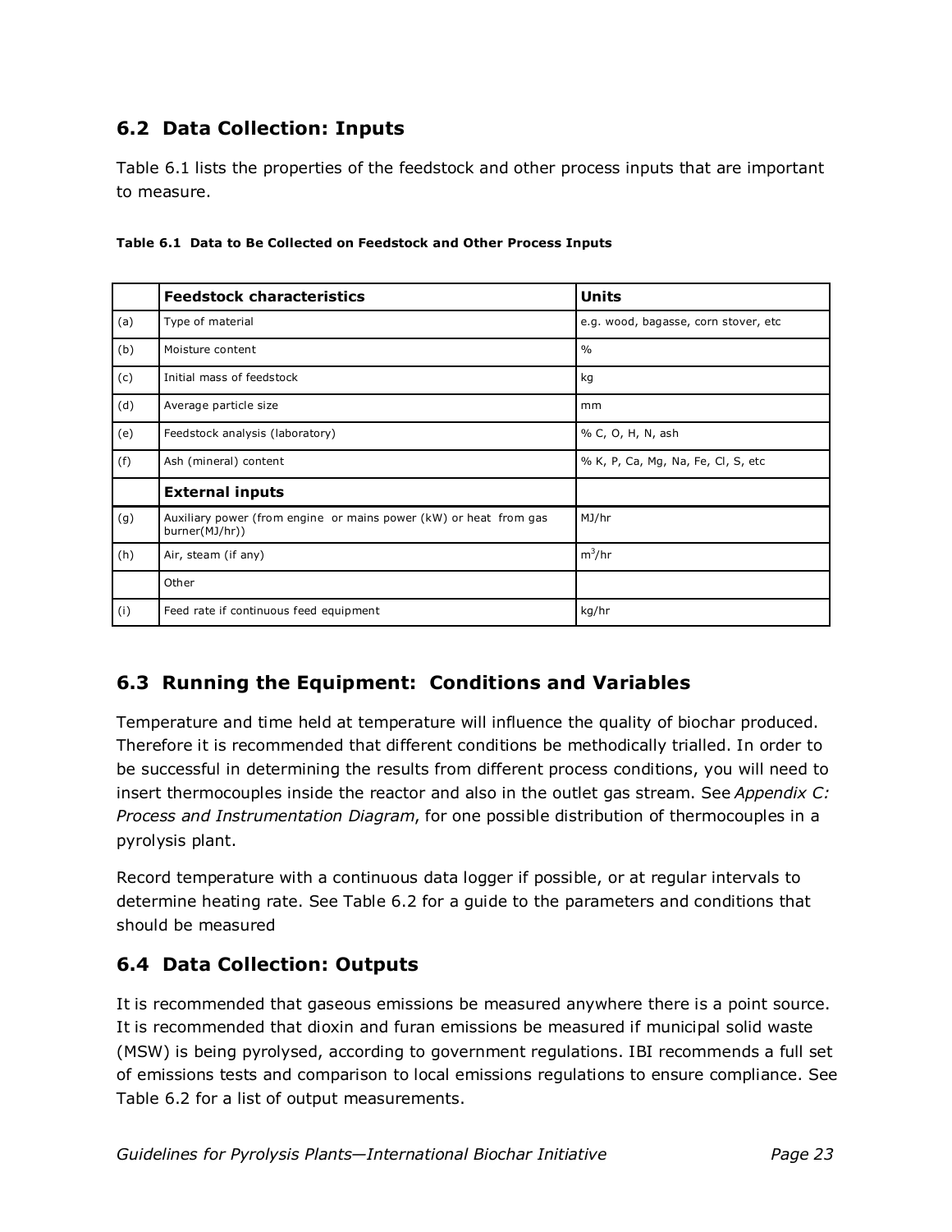## 6.2 Data Collection: Inputs

Table 6.1 lists the properties of the feedstock and other process inputs that are important to measure.

**Table 6.1 Data to Be Collected on Feedstock and Other Process Inputs**

| | **Feedstock characteristics** | **Units** |
|---|---|---|
| (a) | Type of material | e.g. wood, bagasse, corn stover, etc |
| (b) | Moisture content | % |
| (c) | Initial mass of feedstock | kg |
| (d) | Average particle size | mm |
| (e) | Feedstock analysis (laboratory) | % C, O, H, N, ash |
| (f) | Ash (mineral) content | % K, P, Ca, Mg, Na, Fe, Cl, S, etc |
| | **External inputs** | |
| (g) | Auxiliary power (from engine or mains power (kW) or heat from gas burner(MJ/hr)) | MJ/hr |
| (h) | Air, steam (if any) | $m^3$/hr |
| | Other | |
| (i) | Feed rate if continuous feed equipment | kg/hr |

## 6.3 Running the Equipment: Conditions and Variables

Temperature and time held at temperature will influence the quality of biochar produced. Therefore it is recommended that different conditions be methodically trialled. In order to be successful in determining the results from different process conditions, you will need to insert thermocouples inside the reactor and also in the outlet gas stream. See *Appendix C: Process and Instrumentation Diagram*, for one possible distribution of thermocouples in a pyrolysis plant.

Record temperature with a continuous data logger if possible, or at regular intervals to determine heating rate. See Table 6.2 for a guide to the parameters and conditions that should be measured

## 6.4 Data Collection: Outputs

It is recommended that gaseous emissions be measured anywhere there is a point source. It is recommended that dioxin and furan emissions be measured if municipal solid waste (MSW) is being pyrolysed, according to government regulations. IBI recommends a full set of emissions tests and comparison to local emissions regulations to ensure compliance. See Table 6.2 for a list of output measurements.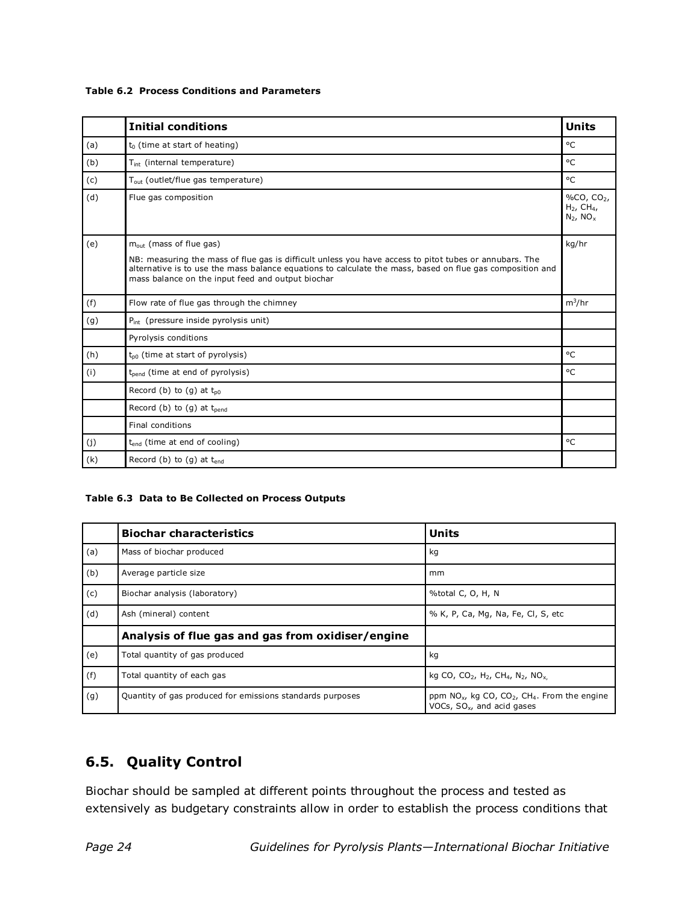**Table 6.2 Process Conditions and Parameters**

| | **Initial conditions** | **Units** |
|---|---|---|
| (a) | $t_0$ (time at start of heating) | °C |
| (b) | $T_{int}$ (internal temperature) | °C |
| (c) | $T_{out}$ (outlet/flue gas temperature) | °C |
| (d) | Flue gas composition | %CO, $CO_2$, $H_2$, $CH_4$, $N_2$, $NO_x$ |
| (e) | $m_{out}$ (mass of flue gas)<br><br>NB: measuring the mass of flue gas is difficult unless you have access to pitot tubes or annubars. The alternative is to use the mass balance equations to calculate the mass, based on flue gas composition and mass balance on the input feed and output biochar | kg/hr |
| (f) | Flow rate of flue gas through the chimney | $m^3$/hr |
| (g) | $P_{int}$ (pressure inside pyrolysis unit) | |
| | Pyrolysis conditions | |
| (h) | $t_{p0}$ (time at start of pyrolysis) | °C |
| (i) | $t_{pend}$ (time at end of pyrolysis) | °C |
| | Record (b) to (g) at $t_{p0}$ | |
| | Record (b) to (g) at $t_{pend}$ | |
| | Final conditions | |
| (j) | $t_{end}$ (time at end of cooling) | °C |
| (k) | Record (b) to (g) at $t_{end}$ | |

**Table 6.3 Data to Be Collected on Process Outputs**

| | **Biochar characteristics** | **Units** |
|---|---|---|
| (a) | Mass of biochar produced | kg |
| (b) | Average particle size | mm |
| (c) | Biochar analysis (laboratory) | %total C, O, H, N |
| (d) | Ash (mineral) content | % K, P, Ca, Mg, Na, Fe, Cl, S, etc |
| | **Analysis of flue gas and gas from oxidiser/engine** | |
| (e) | Total quantity of gas produced | kg |
| (f) | Total quantity of each gas | kg CO, $CO_2$, $H_2$, $CH_4$, $N_2$, $NO_x$ |
| (g) | Quantity of gas produced for emissions standards purposes | ppm $NO_x$, kg CO, $CO_2$, $CH_4$. From the engine VOCs, $SO_x$, and acid gases |

## 6.5. Quality Control

Biochar should be sampled at different points throughout the process and tested as extensively as budgetary constraints allow in order to establish the process conditions that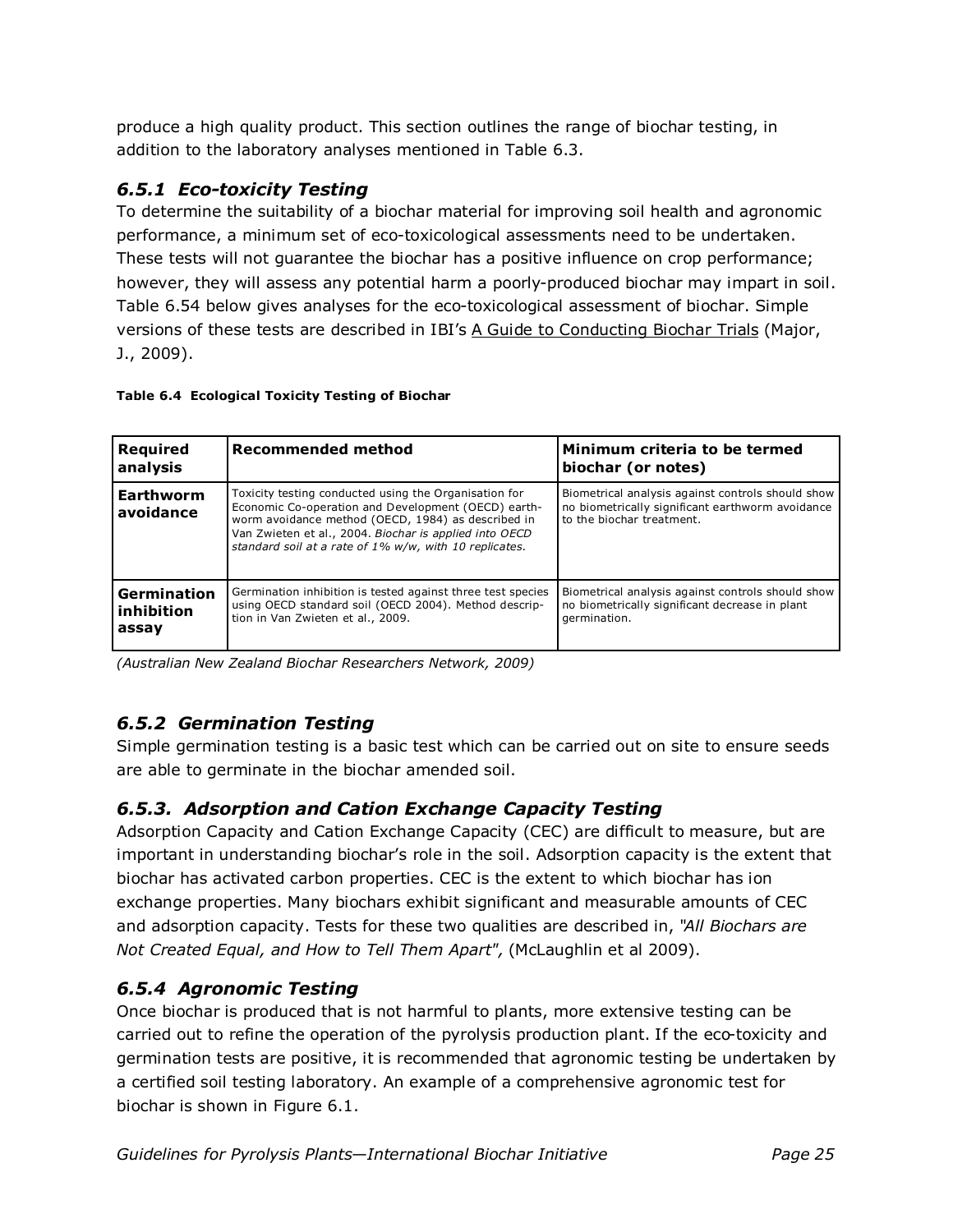produce a high quality product. This section outlines the range of biochar testing, in addition to the laboratory analyses mentioned in Table 6.3.

### *6.5.1 Eco-toxicity Testing*

To determine the suitability of a biochar material for improving soil health and agronomic performance, a minimum set of eco-toxicological assessments need to be undertaken. These tests will not guarantee the biochar has a positive influence on crop performance; however, they will assess any potential harm a poorly-produced biochar may impart in soil. Table 6.54 below gives analyses for the eco-toxicological assessment of biochar. Simple versions of these tests are described in IBI's A Guide to Conducting Biochar Trials (Major, J., 2009).

**Table 6.4 Ecological Toxicity Testing of Biochar**

| Required analysis | Recommended method | Minimum criteria to be termed biochar (or notes) |
|---|---|---|
| **Earthworm avoidance** | Toxicity testing conducted using the Organisation for Economic Co-operation and Development (OECD) earthworm avoidance method (OECD, 1984) as described in Van Zwieten et al., 2004. *Biochar is applied into OECD standard soil at a rate of 1% w/w, with 10 replicates.* | Biometrical analysis against controls should show no biometrically significant earthworm avoidance to the biochar treatment. |
| **Germination inhibition assay** | Germination inhibition is tested against three test species using OECD standard soil (OECD 2004). Method description in Van Zwieten et al., 2009. | Biometrical analysis against controls should show no biometrically significant decrease in plant germination. |

*(Australian New Zealand Biochar Researchers Network, 2009)*

### *6.5.2 Germination Testing*

Simple germination testing is a basic test which can be carried out on site to ensure seeds are able to germinate in the biochar amended soil.

### *6.5.3. Adsorption and Cation Exchange Capacity Testing*

Adsorption Capacity and Cation Exchange Capacity (CEC) are difficult to measure, but are important in understanding biochar's role in the soil. Adsorption capacity is the extent that biochar has activated carbon properties. CEC is the extent to which biochar has ion exchange properties. Many biochars exhibit significant and measurable amounts of CEC and adsorption capacity. Tests for these two qualities are described in, *"All Biochars are Not Created Equal, and How to Tell Them Apart",* (McLaughlin et al 2009).

### *6.5.4 Agronomic Testing*

Once biochar is produced that is not harmful to plants, more extensive testing can be carried out to refine the operation of the pyrolysis production plant. If the eco-toxicity and germination tests are positive, it is recommended that agronomic testing be undertaken by a certified soil testing laboratory. An example of a comprehensive agronomic test for biochar is shown in Figure 6.1.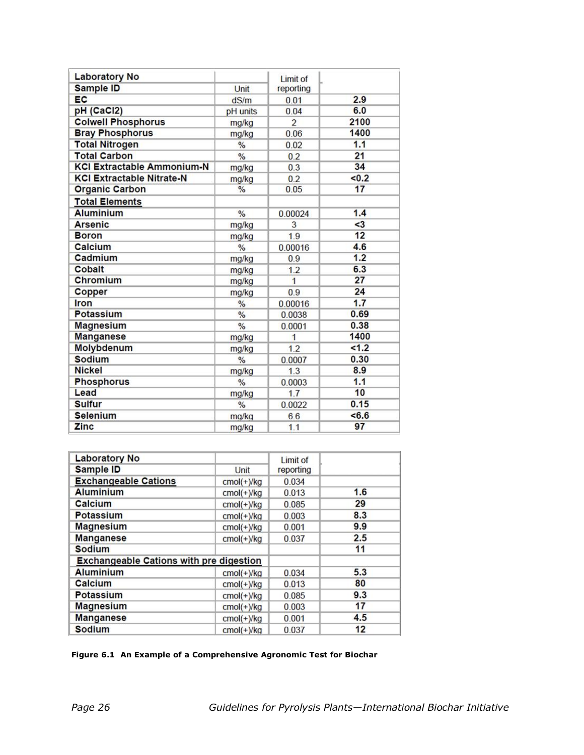| Laboratory No | | Limit of | |
|---|---|---|---|
| **Sample ID** | Unit | reporting | |
| **EC** | dS/m | 0.01 | **2.9** |
| **pH (CaCl2)** | pH units | 0.04 | **6.0** |
| **Colwell Phosphorus** | mg/kg | 2 | **2100** |
| **Bray Phosphorus** | mg/kg | 0.06 | **1400** |
| **Total Nitrogen** | % | 0.02 | **1.1** |
| **Total Carbon** | % | 0.2 | **21** |
| **KCl Extractable Ammonium-N** | mg/kg | 0.3 | **34** |
| **KCl Extractable Nitrate-N** | mg/kg | 0.2 | **<0.2** |
| **Organic Carbon** | % | 0.05 | **17** |
| **Total Elements** | | | |
| **Aluminium** | % | 0.00024 | **1.4** |
| **Arsenic** | mg/kg | 3 | **<3** |
| **Boron** | mg/kg | 1.9 | **12** |
| **Calcium** | % | 0.00016 | **4.6** |
| **Cadmium** | mg/kg | 0.9 | **1.2** |
| **Cobalt** | mg/kg | 1.2 | **6.3** |
| **Chromium** | mg/kg | 1 | **27** |
| **Copper** | mg/kg | 0.9 | **24** |
| **Iron** | % | 0.00016 | **1.7** |
| **Potassium** | % | 0.0038 | **0.69** |
| **Magnesium** | % | 0.0001 | **0.38** |
| **Manganese** | mg/kg | 1 | **1400** |
| **Molybdenum** | mg/kg | 1.2 | **<1.2** |
| **Sodium** | % | 0.0007 | **0.30** |
| **Nickel** | mg/kg | 1.3 | **8.9** |
| **Phosphorus** | % | 0.0003 | **1.1** |
| **Lead** | mg/kg | 1.7 | **10** |
| **Sulfur** | % | 0.0022 | **0.15** |
| **Selenium** | mg/kg | 6.6 | **<6.6** |
| **Zinc** | mg/kg | 1.1 | **97** |

| Laboratory No | | Limit of | |
|---|---|---|---|
| **Sample ID** | Unit | reporting | |
| **Exchangeable Cations** | cmol(+)/kg | 0.034 | |
| **Aluminium** | cmol(+)/kg | 0.013 | **1.6** |
| **Calcium** | cmol(+)/kg | 0.085 | **29** |
| **Potassium** | cmol(+)/kg | 0.003 | **8.3** |
| **Magnesium** | cmol(+)/kg | 0.001 | **9.9** |
| **Manganese** | cmol(+)/kg | 0.037 | **2.5** |
| **Sodium** | | | **11** |
| **Exchangeable Cations with pre digestion** | | | |
| **Aluminium** | cmol(+)/kg | 0.034 | **5.3** |
| **Calcium** | cmol(+)/kg | 0.013 | **80** |
| **Potassium** | cmol(+)/kg | 0.085 | **9.3** |
| **Magnesium** | cmol(+)/kg | 0.003 | **17** |
| **Manganese** | cmol(+)/kg | 0.001 | **4.5** |
| **Sodium** | cmol(+)/kg | 0.037 | **12** |

**Figure 6.1 An Example of a Comprehensive Agronomic Test for Biochar**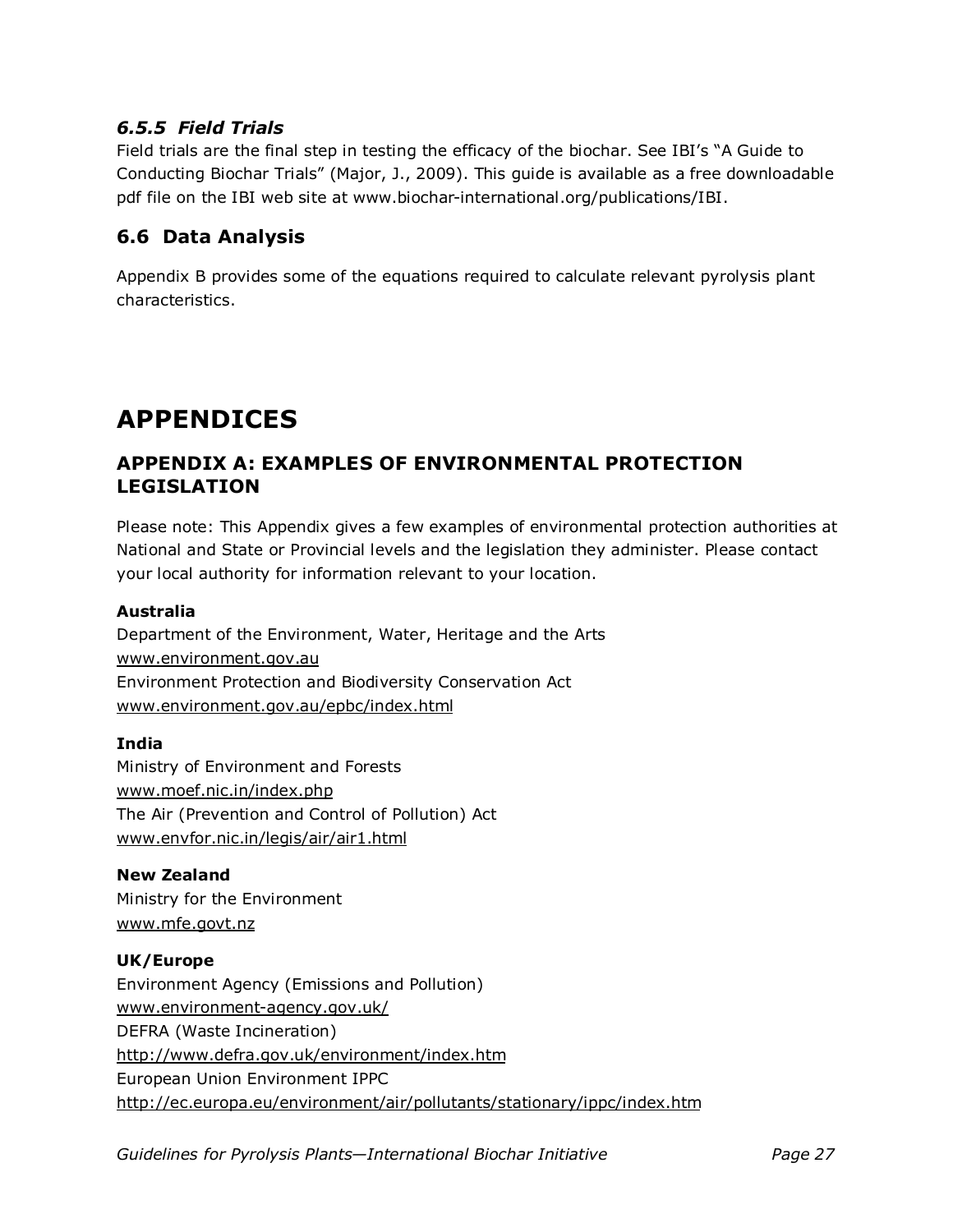### *6.5.5 Field Trials*

Field trials are the final step in testing the efficacy of the biochar. See IBI's "A Guide to Conducting Biochar Trials" (Major, J., 2009). This guide is available as a free downloadable pdf file on the IBI web site at www.biochar-international.org/publications/IBI.

## 6.6 Data Analysis

Appendix B provides some of the equations required to calculate relevant pyrolysis plant characteristics.

# APPENDICES

## APPENDIX A: EXAMPLES OF ENVIRONMENTAL PROTECTION LEGISLATION

Please note: This Appendix gives a few examples of environmental protection authorities at National and State or Provincial levels and the legislation they administer. Please contact your local authority for information relevant to your location.

**Australia**
Department of the Environment, Water, Heritage and the Arts
www.environment.gov.au
Environment Protection and Biodiversity Conservation Act
www.environment.gov.au/epbc/index.html

**India**
Ministry of Environment and Forests
www.moef.nic.in/index.php
The Air (Prevention and Control of Pollution) Act
www.envfor.nic.in/legis/air/air1.html

**New Zealand**
Ministry for the Environment
www.mfe.govt.nz

**UK/Europe**
Environment Agency (Emissions and Pollution)
www.environment-agency.gov.uk/
DEFRA (Waste Incineration)
http://www.defra.gov.uk/environment/index.htm
European Union Environment IPPC
http://ec.europa.eu/environment/air/pollutants/stationary/ippc/index.htm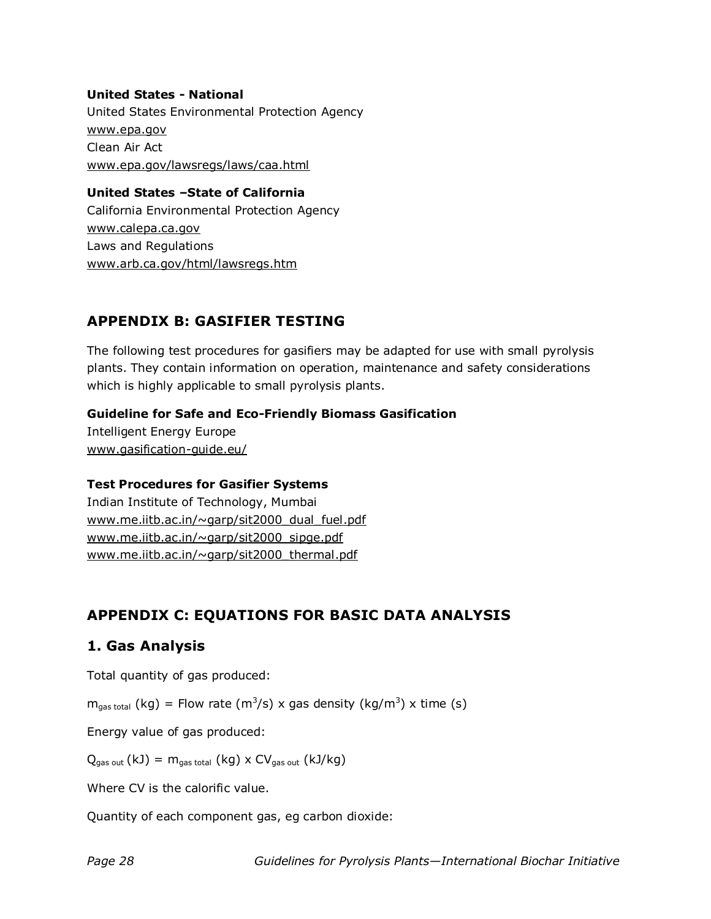**United States - National**
United States Environmental Protection Agency
www.epa.gov
Clean Air Act
www.epa.gov/lawsregs/laws/caa.html

**United States –State of California**
California Environmental Protection Agency
www.calepa.ca.gov
Laws and Regulations
www.arb.ca.gov/html/lawsregs.htm

## APPENDIX B: GASIFIER TESTING

The following test procedures for gasifiers may be adapted for use with small pyrolysis plants. They contain information on operation, maintenance and safety considerations which is highly applicable to small pyrolysis plants.

**Guideline for Safe and Eco-Friendly Biomass Gasification**
Intelligent Energy Europe
www.gasification-guide.eu/

**Test Procedures for Gasifier Systems**
Indian Institute of Technology, Mumbai
www.me.iitb.ac.in/~garp/sit2000_dual_fuel.pdf
www.me.iitb.ac.in/~garp/sit2000_sipge.pdf
www.me.iitb.ac.in/~garp/sit2000_thermal.pdf

## APPENDIX C: EQUATIONS FOR BASIC DATA ANALYSIS

### 1. Gas Analysis

Total quantity of gas produced:

$m_{gas\ total}$ (kg) = Flow rate ($m^3$/s) x gas density (kg/$m^3$) x time (s)

Energy value of gas produced:

$Q_{gas\ out}$ (kJ) = $m_{gas\ total}$ (kg) x $CV_{gas\ out}$ (kJ/kg)

Where CV is the calorific value.

Quantity of each component gas, eg carbon dioxide: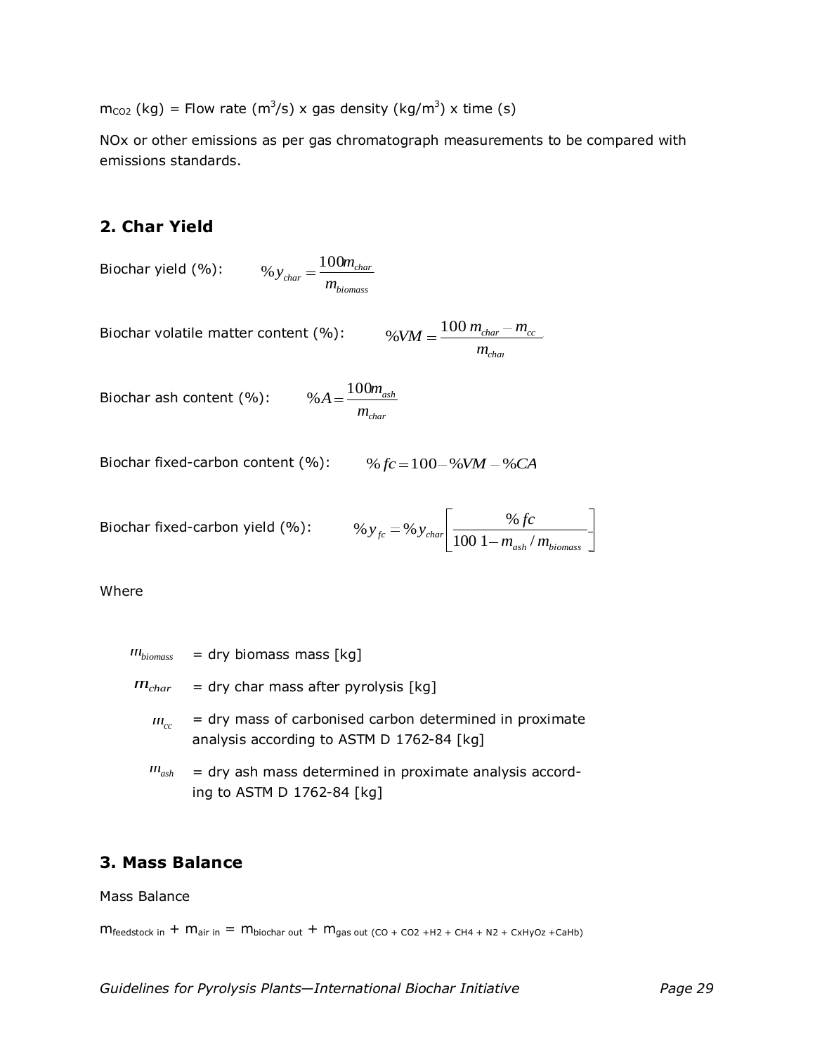$m_{CO2}$ (kg) = Flow rate ($m^3$/s) x gas density (kg/$m^3$) x time (s)

NOx or other emissions as per gas chromatograph measurements to be compared with emissions standards.

## 2. Char Yield

Biochar yield (%):
$$\%y_{char} = \frac{100 m_{char}}{m_{biomass}}$$

Biochar volatile matter content (%):
$$\%VM = \frac{100\ m_{char} - m_{cc}}{m_{char}}$$

Biochar ash content (%):
$$\%A = \frac{100 m_{ash}}{m_{char}}$$

Biochar fixed-carbon content (%):
$$\%fc = 100 - \%VM - \%CA$$

Biochar fixed-carbon yield (%):
$$\%y_{fc} = \%y_{char}\left[\frac{\%fc}{100\ 1 - m_{ash}/m_{biomass}}\right]$$

Where

$m_{biomass}$ = dry biomass mass [kg]

$m_{char}$ = dry char mass after pyrolysis [kg]

$m_{cc}$ = dry mass of carbonised carbon determined in proximate analysis according to ASTM D 1762-84 [kg]

$m_{ash}$ = dry ash mass determined in proximate analysis according to ASTM D 1762-84 [kg]

## 3. Mass Balance

Mass Balance

$m_{feedstock\ in} + m_{air\ in} = m_{biochar\ out} + m_{gas\ out\ (CO\ +\ CO2\ +H2\ +\ CH4\ +\ N2\ +\ CxHyOz\ +CaHb)}$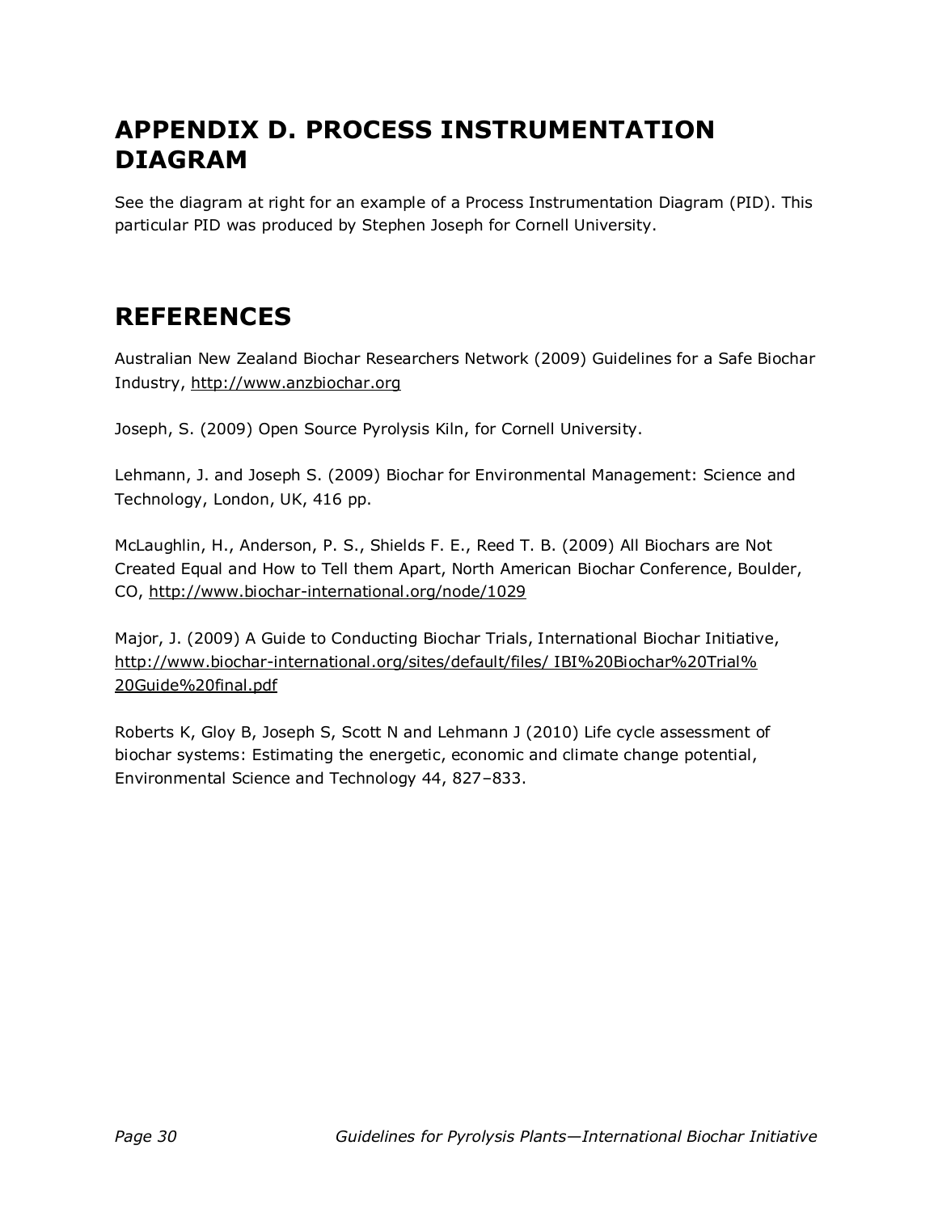## APPENDIX D. PROCESS INSTRUMENTATION DIAGRAM

See the diagram at right for an example of a Process Instrumentation Diagram (PID). This particular PID was produced by Stephen Joseph for Cornell University.

## REFERENCES

Australian New Zealand Biochar Researchers Network (2009) Guidelines for a Safe Biochar Industry, http://www.anzbiochar.org

Joseph, S. (2009) Open Source Pyrolysis Kiln, for Cornell University.

Lehmann, J. and Joseph S. (2009) Biochar for Environmental Management: Science and Technology, London, UK, 416 pp.

McLaughlin, H., Anderson, P. S., Shields F. E., Reed T. B. (2009) All Biochars are Not Created Equal and How to Tell them Apart, North American Biochar Conference, Boulder, CO, http://www.biochar-international.org/node/1029

Major, J. (2009) A Guide to Conducting Biochar Trials, International Biochar Initiative, http://www.biochar-international.org/sites/default/files/ IBI%20Biochar%20Trial%20Guide%20final.pdf

Roberts K, Gloy B, Joseph S, Scott N and Lehmann J (2010) Life cycle assessment of biochar systems: Estimating the energetic, economic and climate change potential, Environmental Science and Technology 44, 827–833.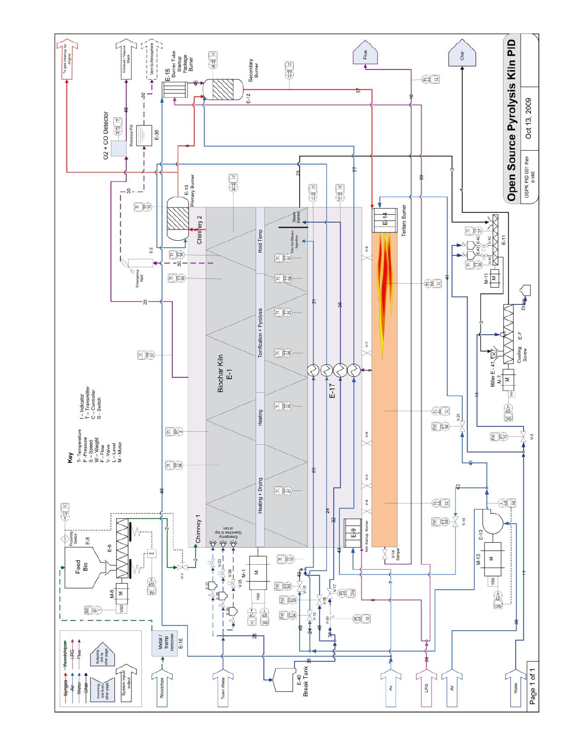# Open Source Pyrolysis Kiln PID

OSPK PID 001 Rev p.vsd

Oct 13, 2009

Key

T- Temperature
P -Pressure
S – Speed
W – Weight
F – Flow
V -Valve
L – Level
M - Motor

I – Indicator
T – Transmitter
C – Controller
S - Switch

Syngas
Air
Water
Char
Woodchips
LPG
Flue

Incoming link from other page

Outgoing link to other page

System input/ output

Biochar Kiln E-1

Heating + Drying

Heating

Torrification + Pyrolysis

Hold Temp

Chimney 1

Chimney 2

E-17

Tertiary Burner

E-14

E-10 Primary Burner

E-12 Secondary Burner

E-15 Burner Tube Startup Package Burner

E-9 Kiln Startup Burner

V-14 Damper

Feed Bin

E-8

E-6

M-6

Proximity Switch

Metal / tramp remover E-16

E-40 Break Tank

M-1

M-13

E-13

E-7 Cooling Screw

Miller E - 41 M-7

M-11

E-11

E-42

E-43

E-36 Knockout Pot

O2 + CO Detector

Emergency Vent

Emergency Quenches to top of kiln

Kiln Air/Steam Injection

Steam Blanket

Drum

To gas cleanup for engine

Exhaust / Vapour Stack

Vent to Atmosphere

Flue

Char

Woodchips

Town Water

Air

LPG

Air

Water